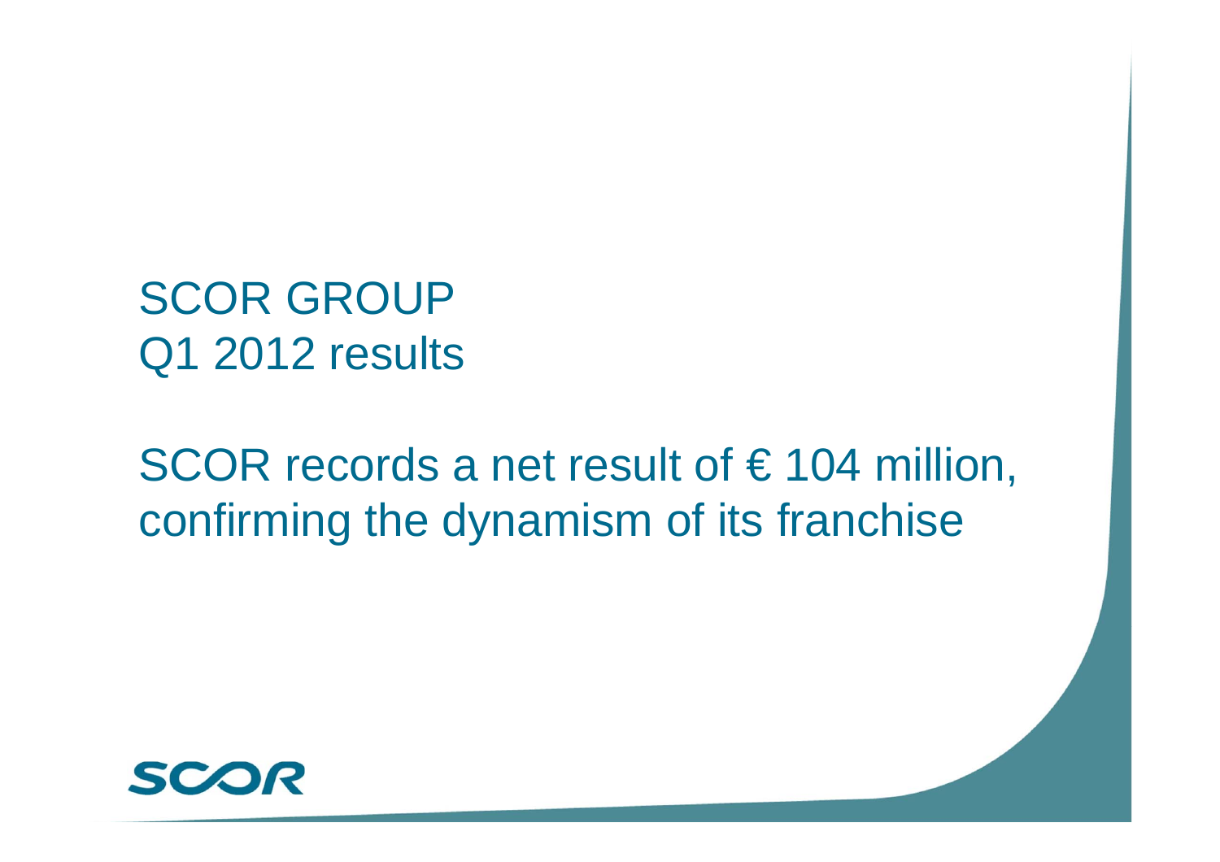# SCOR GROUP
# Q1 2012 results

## SCOR records a net result of € 104 million, confirming the dynamism of its franchise

SCOR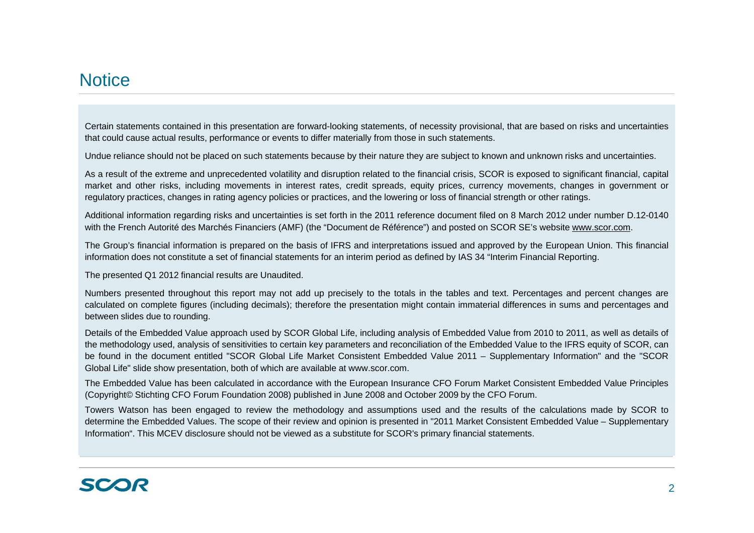# Notice

Certain statements contained in this presentation are forward-looking statements, of necessity provisional, that are based on risks and uncertainties that could cause actual results, performance or events to differ materially from those in such statements.

Undue reliance should not be placed on such statements because by their nature they are subject to known and unknown risks and uncertainties.

As a result of the extreme and unprecedented volatility and disruption related to the financial crisis, SCOR is exposed to significant financial, capital market and other risks, including movements in interest rates, credit spreads, equity prices, currency movements, changes in government or regulatory practices, changes in rating agency policies or practices, and the lowering or loss of financial strength or other ratings.

Additional information regarding risks and uncertainties is set forth in the 2011 reference document filed on 8 March 2012 under number D.12-0140 with the French Autorité des Marchés Financiers (AMF) (the "Document de Référence") and posted on SCOR SE's website www.scor.com.

The Group's financial information is prepared on the basis of IFRS and interpretations issued and approved by the European Union. This financial information does not constitute a set of financial statements for an interim period as defined by IAS 34 "Interim Financial Reporting.

The presented Q1 2012 financial results are Unaudited.

Numbers presented throughout this report may not add up precisely to the totals in the tables and text. Percentages and percent changes are calculated on complete figures (including decimals); therefore the presentation might contain immaterial differences in sums and percentages and between slides due to rounding.

Details of the Embedded Value approach used by SCOR Global Life, including analysis of Embedded Value from 2010 to 2011, as well as details of the methodology used, analysis of sensitivities to certain key parameters and reconciliation of the Embedded Value to the IFRS equity of SCOR, can be found in the document entitled "SCOR Global Life Market Consistent Embedded Value 2011 – Supplementary Information" and the "SCOR Global Life" slide show presentation, both of which are available at www.scor.com.

The Embedded Value has been calculated in accordance with the European Insurance CFO Forum Market Consistent Embedded Value Principles (Copyright© Stichting CFO Forum Foundation 2008) published in June 2008 and October 2009 by the CFO Forum.

Towers Watson has been engaged to review the methodology and assumptions used and the results of the calculations made by SCOR to determine the Embedded Values. The scope of their review and opinion is presented in "2011 Market Consistent Embedded Value – Supplementary Information". This MCEV disclosure should not be viewed as a substitute for SCOR's primary financial statements.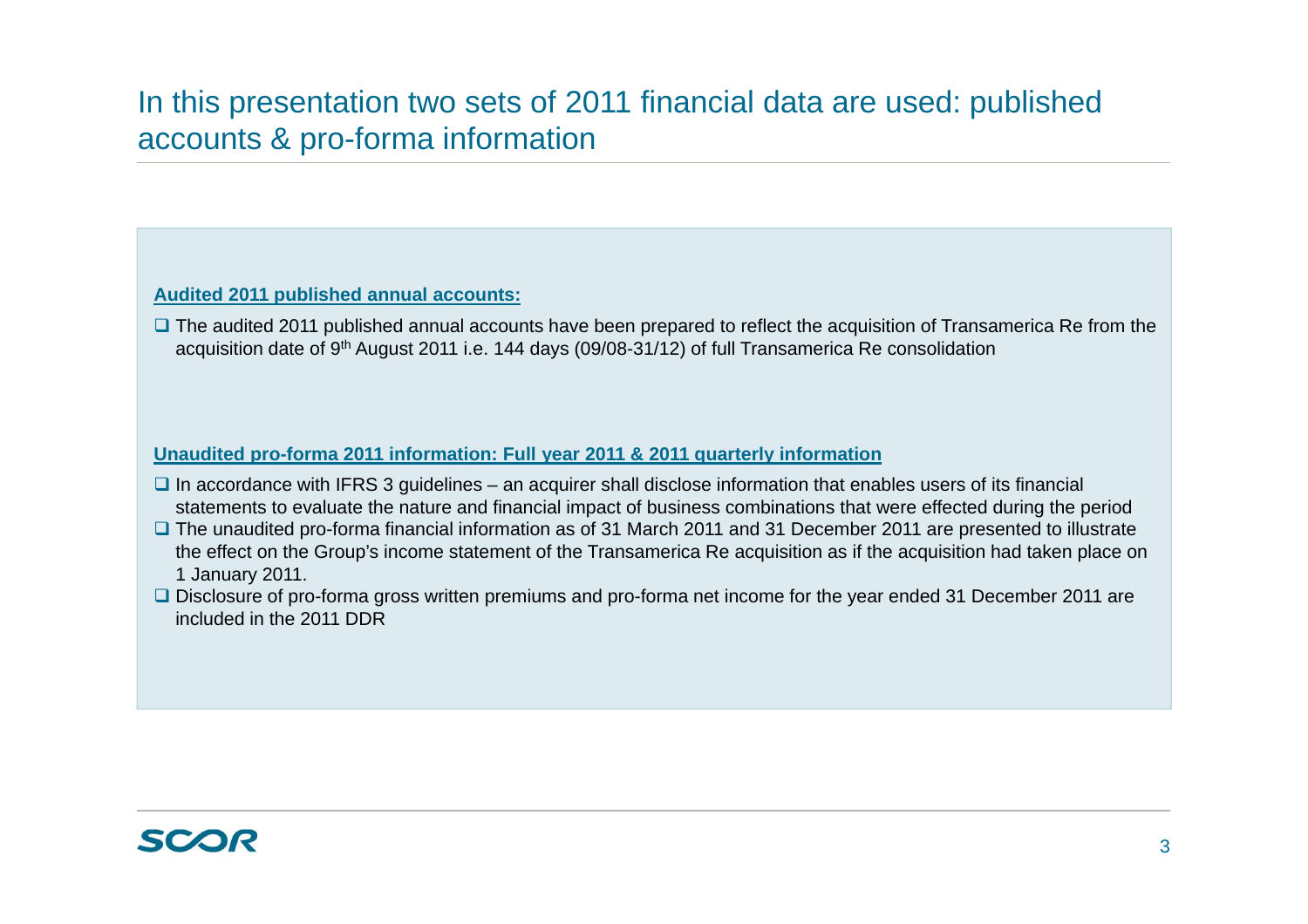# In this presentation two sets of 2011 financial data are used: published accounts & pro-forma information

**Audited 2011 published annual accounts:**

- The audited 2011 published annual accounts have been prepared to reflect the acquisition of Transamerica Re from the acquisition date of 9th August 2011 i.e. 144 days (09/08-31/12) of full Transamerica Re consolidation

**Unaudited pro-forma 2011 information: Full year 2011 & 2011 quarterly information**

- In accordance with IFRS 3 guidelines – an acquirer shall disclose information that enables users of its financial statements to evaluate the nature and financial impact of business combinations that were effected during the period
- The unaudited pro-forma financial information as of 31 March 2011 and 31 December 2011 are presented to illustrate the effect on the Group's income statement of the Transamerica Re acquisition as if the acquisition had taken place on 1 January 2011.
- Disclosure of pro-forma gross written premiums and pro-forma net income for the year ended 31 December 2011 are included in the 2011 DDR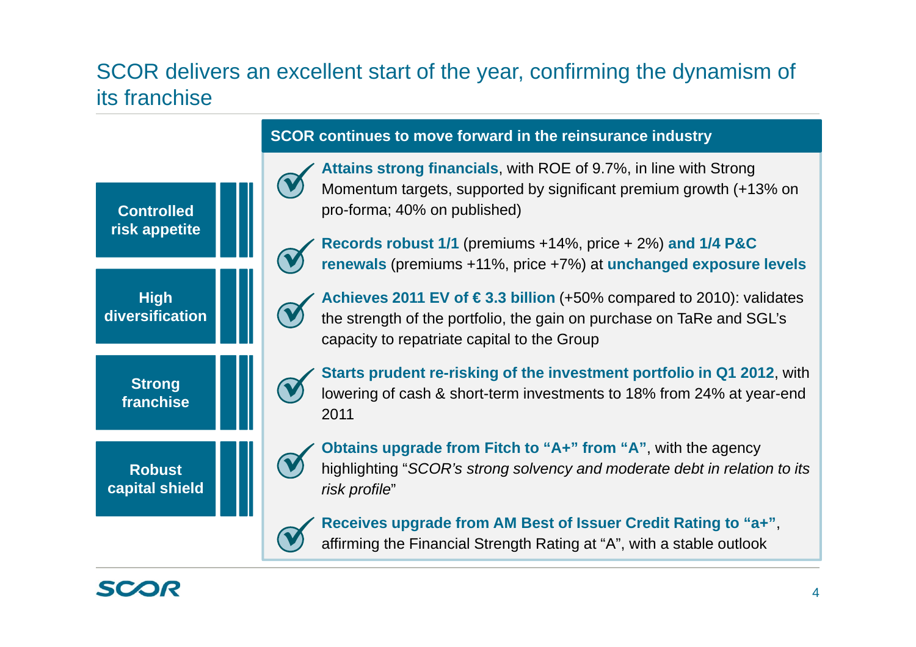# SCOR delivers an excellent start of the year, confirming the dynamism of its franchise

- **Controlled risk appetite**
- **High diversification**
- **Strong franchise**
- **Robust capital shield**

## SCOR continues to move forward in the reinsurance industry

- **Attains strong financials**, with ROE of 9.7%, in line with Strong Momentum targets, supported by significant premium growth (+13% on pro-forma; 40% on published)
- **Records robust 1/1** (premiums +14%, price + 2%) **and 1/4 P&C renewals** (premiums +11%, price +7%) at **unchanged exposure levels**
- **Achieves 2011 EV of € 3.3 billion** (+50% compared to 2010): validates the strength of the portfolio, the gain on purchase on TaRe and SGL's capacity to repatriate capital to the Group
- **Starts prudent re-risking of the investment portfolio in Q1 2012**, with lowering of cash & short-term investments to 18% from 24% at year-end 2011
- **Obtains upgrade from Fitch to "A+" from "A"**, with the agency highlighting "*SCOR's strong solvency and moderate debt in relation to its risk profile*"
- **Receives upgrade from AM Best of Issuer Credit Rating to "a+"**, affirming the Financial Strength Rating at "A", with a stable outlook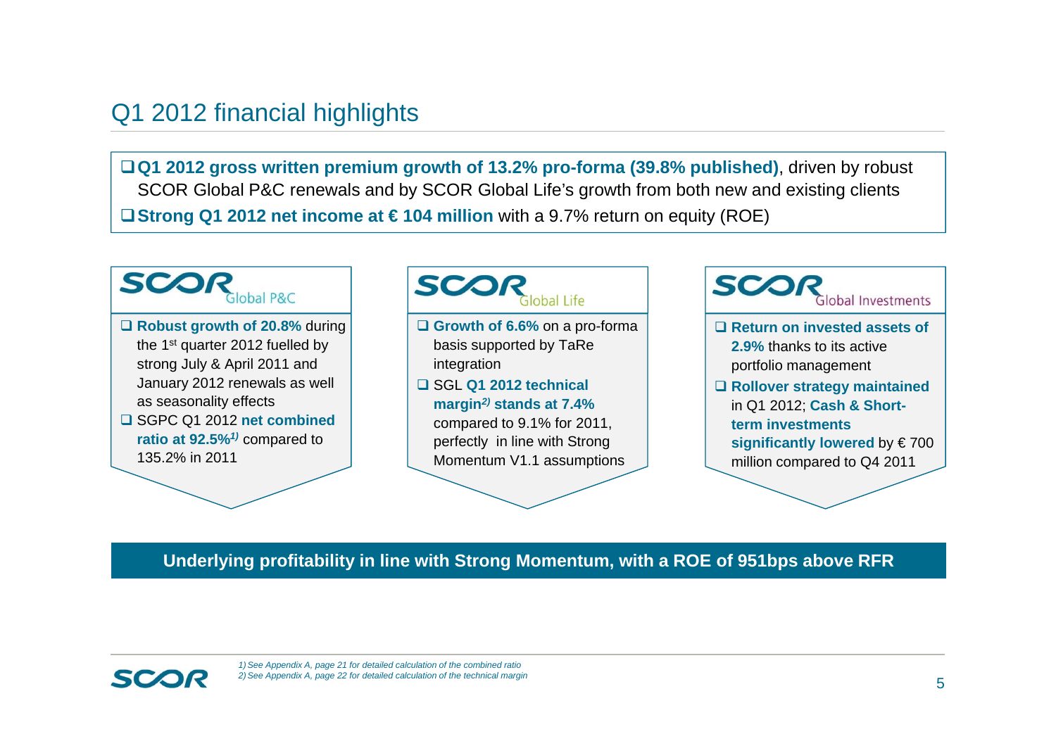# Q1 2012 financial highlights

- **Q1 2012 gross written premium growth of 13.2% pro-forma (39.8% published)**, driven by robust SCOR Global P&C renewals and by SCOR Global Life's growth from both new and existing clients
- **Strong Q1 2012 net income at € 104 million** with a 9.7% return on equity (ROE)

## SCOR Global P&C

- **Robust growth of 20.8%** during the 1st quarter 2012 fuelled by strong July & April 2011 and January 2012 renewals as well as seasonality effects
- SGPC Q1 2012 **net combined ratio at 92.5%**[1] compared to 135.2% in 2011

## SCOR Global Life

- **Growth of 6.6%** on a pro-forma basis supported by TaRe integration
- SGL **Q1 2012 technical margin**[2] **stands at 7.4%** compared to 9.1% for 2011, perfectly in line with Strong Momentum V1.1 assumptions

## SCOR Global Investments

- **Return on invested assets of 2.9%** thanks to its active portfolio management
- **Rollover strategy maintained** in Q1 2012; **Cash & Short-term investments significantly lowered** by € 700 million compared to Q4 2011

**Underlying profitability in line with Strong Momentum, with a ROE of 951bps above RFR**

*1) See Appendix A, page 21 for detailed calculation of the combined ratio*
*2) See Appendix A, page 22 for detailed calculation of the technical margin*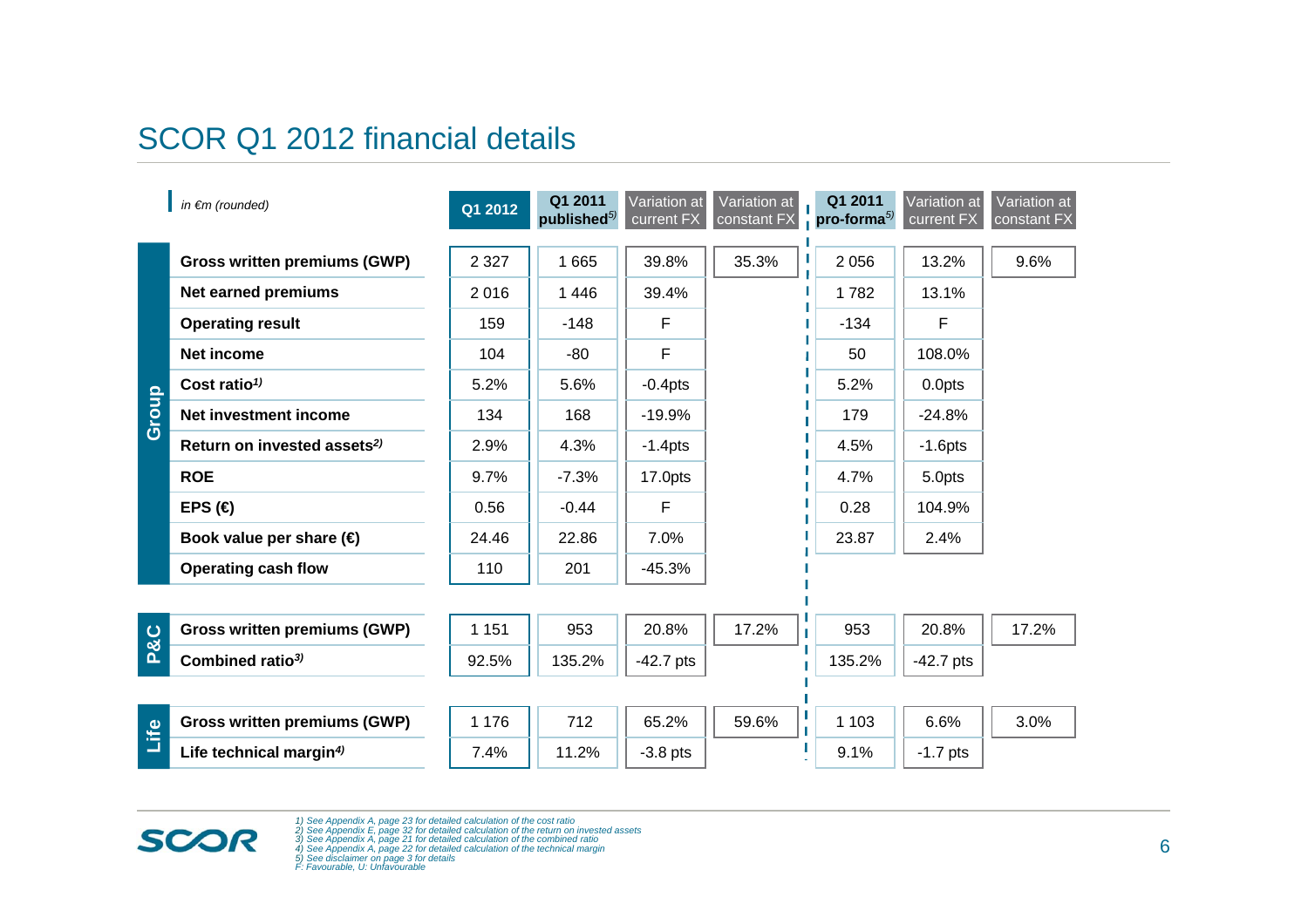# SCOR Q1 2012 financial details

| | *in €m (rounded)* | Q1 2012 | Q1 2011 published[5] | Variation at current FX | Variation at constant FX | Q1 2011 pro-forma[5] | Variation at current FX | Variation at constant FX |
|---|---|---|---|---|---|---|---|---|
| Group | **Gross written premiums (GWP)** | 2 327 | 1 665 | 39.8% | 35.3% | 2 056 | 13.2% | 9.6% |
| | **Net earned premiums** | 2 016 | 1 446 | 39.4% | | 1 782 | 13.1% | |
| | **Operating result** | 159 | -148 | F | | -134 | F | |
| | **Net income** | 104 | -80 | F | | 50 | 108.0% | |
| | **Cost ratio[1]** | 5.2% | 5.6% | -0.4pts | | 5.2% | 0.0pts | |
| | **Net investment income** | 134 | 168 | -19.9% | | 179 | -24.8% | |
| | **Return on invested assets[2]** | 2.9% | 4.3% | -1.4pts | | 4.5% | -1.6pts | |
| | **ROE** | 9.7% | -7.3% | 17.0pts | | 4.7% | 5.0pts | |
| | **EPS (€)** | 0.56 | -0.44 | F | | 0.28 | 104.9% | |
| | **Book value per share (€)** | 24.46 | 22.86 | 7.0% | | 23.87 | 2.4% | |
| | **Operating cash flow** | 110 | 201 | -45.3% | | | | |
| P&C | **Gross written premiums (GWP)** | 1 151 | 953 | 20.8% | 17.2% | 953 | 20.8% | 17.2% |
| | **Combined ratio[3]** | 92.5% | 135.2% | -42.7 pts | | 135.2% | -42.7 pts | |
| Life | **Gross written premiums (GWP)** | 1 176 | 712 | 65.2% | 59.6% | 1 103 | 6.6% | 3.0% |
| | **Life technical margin[4]** | 7.4% | 11.2% | -3.8 pts | | 9.1% | -1.7 pts | |

*1) See Appendix A, page 23 for detailed calculation of the cost ratio*
*2) See Appendix E, page 32 for detailed calculation of the return on invested assets*
*3) See Appendix A, page 21 for detailed calculation of the combined ratio*
*4) See Appendix A, page 22 for detailed calculation of the technical margin*
*5) See disclaimer on page 3 for details*
*F: Favourable, U: Unfavourable*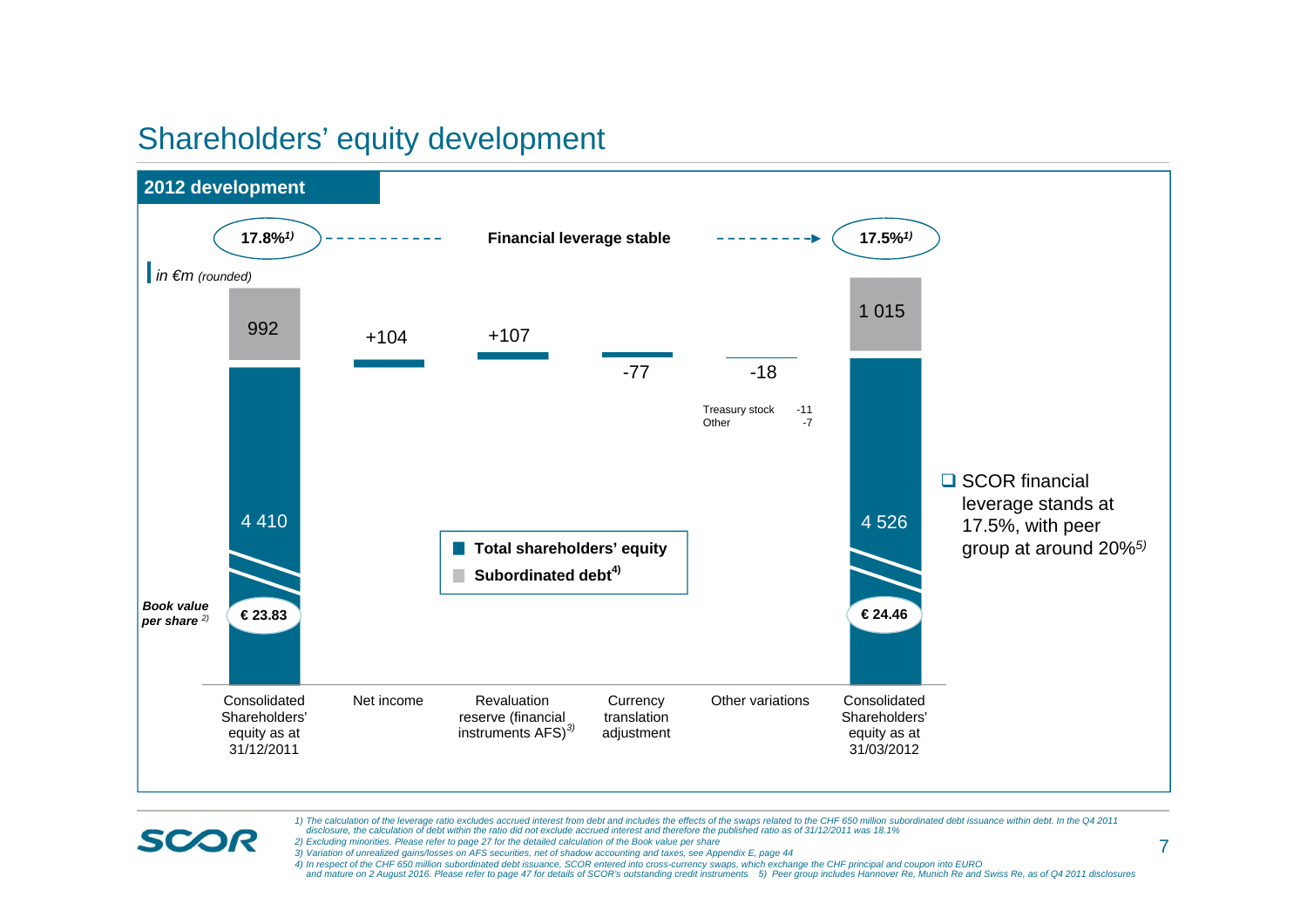# Shareholders' equity development

## 2012 development

**17.8%**[1] → **Financial leverage stable** → **17.5%**[1]

*in €m (rounded)*

| | Consolidated Shareholders' equity as at 31/12/2011 | Net income | Revaluation reserve (financial instruments AFS)[3] | Currency translation adjustment | Other variations | Consolidated Shareholders' equity as at 31/03/2012 |
|---|---|---|---|---|---|---|
| Subordinated debt[4] | 992 | | | | | 1 015 |
| Total shareholders' equity | 4 410 | +104 | +107 | -77 | -18 | 4 526 |
| *Book value per share* [2] | € 23.83 | | | | | € 24.46 |

Other variations:
- Treasury stock -11
- Other -7

- SCOR financial leverage stands at 17.5%, with peer group at around 20%[5]

*1) The calculation of the leverage ratio excludes accrued interest from debt and includes the effects of the swaps related to the CHF 650 million subordinated debt issuance within debt. In the Q4 2011 disclosure, the calculation of debt within the ratio did not exclude accrued interest and therefore the published ratio as of 31/12/2011 was 18.1%*
*2) Excluding minorities. Please refer to page 27 for the detailed calculation of the Book value per share*
*3) Variation of unrealized gains/losses on AFS securities, net of shadow accounting and taxes, see Appendix E, page 44*
*4) In respect of the CHF 650 million subordinated debt issuance, SCOR entered into cross-currency swaps, which exchange the CHF principal and coupon into EURO and mature on 2 August 2016. Please refer to page 47 for details of SCOR's outstanding credit instruments 5) Peer group includes Hannover Re, Munich Re and Swiss Re, as of Q4 2011 disclosures*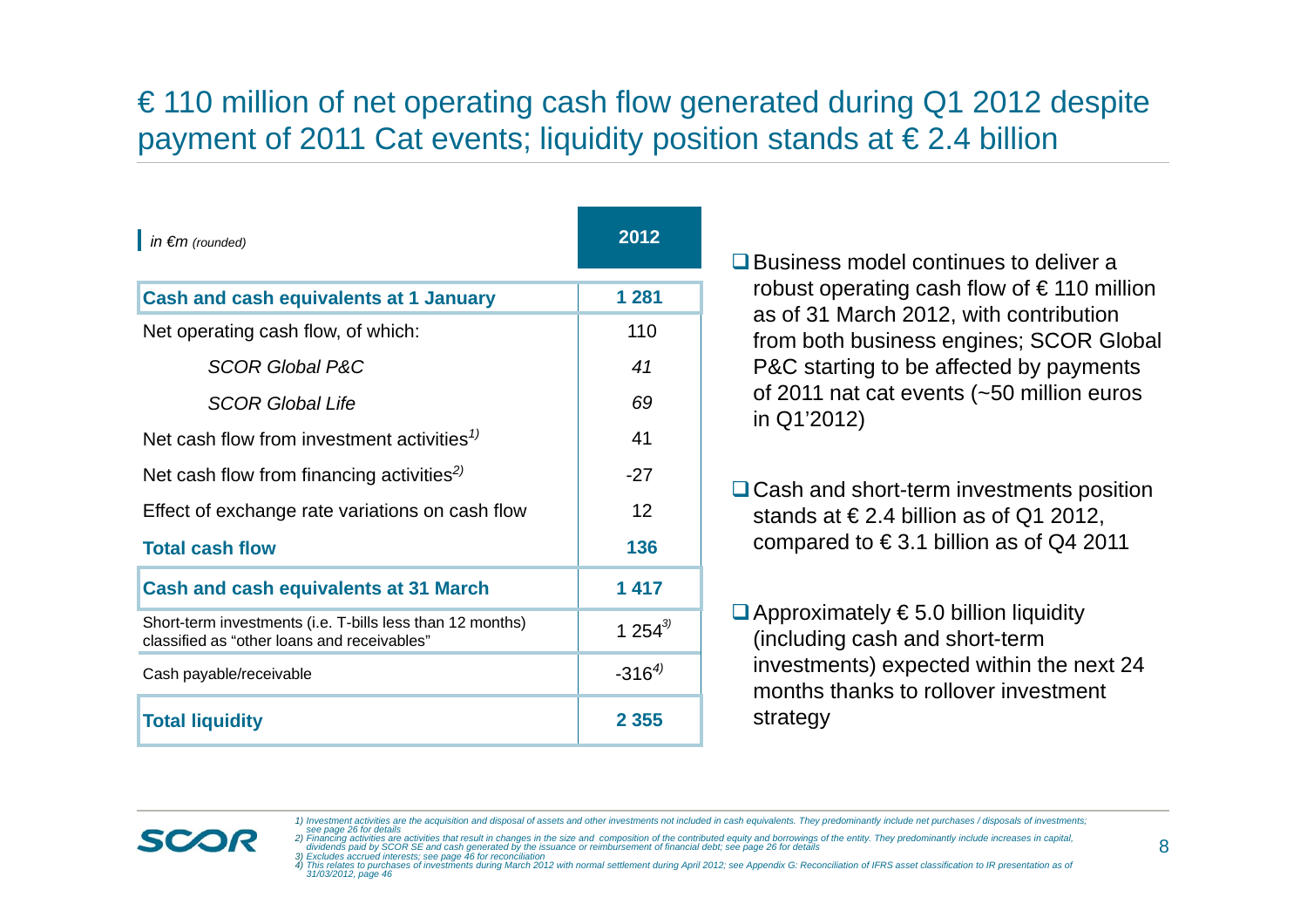# € 110 million of net operating cash flow generated during Q1 2012 despite payment of 2011 Cat events; liquidity position stands at € 2.4 billion

| *in €m (rounded)* | 2012 |
|---|---|
| **Cash and cash equivalents at 1 January** | **1 281** |
| Net operating cash flow, of which: | 110 |
| *SCOR Global P&C* | *41* |
| *SCOR Global Life* | *69* |
| Net cash flow from investment activities[1)] | 41 |
| Net cash flow from financing activities[2)] | -27 |
| Effect of exchange rate variations on cash flow | 12 |
| **Total cash flow** | **136** |
| **Cash and cash equivalents at 31 March** | **1 417** |
| Short-term investments (i.e. T-bills less than 12 months) classified as "other loans and receivables" | 1 254[3)] |
| Cash payable/receivable | -316[4)] |
| **Total liquidity** | **2 355** |

- Business model continues to deliver a robust operating cash flow of € 110 million as of 31 March 2012, with contribution from both business engines; SCOR Global P&C starting to be affected by payments of 2011 nat cat events (~50 million euros in Q1'2012)
- Cash and short-term investments position stands at € 2.4 billion as of Q1 2012, compared to € 3.1 billion as of Q4 2011
- Approximately € 5.0 billion liquidity (including cash and short-term investments) expected within the next 24 months thanks to rollover investment strategy

*1) Investment activities are the acquisition and disposal of assets and other investments not included in cash equivalents. They predominantly include net purchases / disposals of investments; see page 26 for details*
*2) Financing activities are activities that result in changes in the size and composition of the contributed equity and borrowings of the entity. They predominantly include increases in capital, dividends paid by SCOR SE and cash generated by the issuance or reimbursement of financial debt; see page 26 for details*
*3) Excludes accrued interests; see page 46 for reconciliation*
*4) This relates to purchases of investments during March 2012 with normal settlement during April 2012; see Appendix G: Reconciliation of IFRS asset classification to IR presentation as of 31/03/2012, page 46*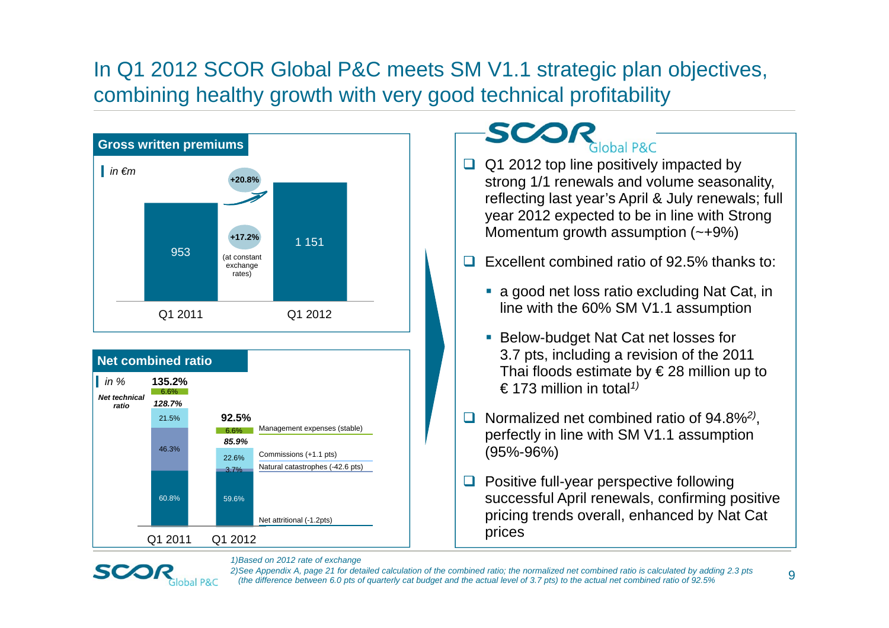# In Q1 2012 SCOR Global P&C meets SM V1.1 strategic plan objectives, combining healthy growth with very good technical profitability

## Gross written premiums

in €m

| | Q1 2011 | Q1 2012 |
|---|---|---|
| Gross written premiums | 953 | 1 151 |

+20.8%

+17.2% (at constant exchange rates)

## Net combined ratio

in %

| | Q1 2011 | Q1 2012 |
|---|---|---|
| **Net combined ratio** | **135.2%** | **92.5%** |
| Management expenses (stable) | 6.6% | 6.6% |
| *Net technical ratio* | *128.7%* | *85.9%* |
| Commissions (+1.1 pts) | 21.5% | 22.6% |
| Natural catastrophes (-42.6 pts) | 46.3% | 3.7% |
| Net attritional (-1.2pts) | 60.8% | 59.6% |

## SCOR Global P&C

- Q1 2012 top line positively impacted by strong 1/1 renewals and volume seasonality, reflecting last year's April & July renewals; full year 2012 expected to be in line with Strong Momentum growth assumption (~+9%)
- Excellent combined ratio of 92.5% thanks to:
  - a good net loss ratio excluding Nat Cat, in line with the 60% SM V1.1 assumption
  - Below-budget Nat Cat net losses for 3.7 pts, including a revision of the 2011 Thai floods estimate by € 28 million up to € 173 million in total[1)]
- Normalized net combined ratio of 94.8%[2)], perfectly in line with SM V1.1 assumption (95%-96%)
- Positive full-year perspective following successful April renewals, confirming positive pricing trends overall, enhanced by Nat Cat prices

*1)Based on 2012 rate of exchange*

*2)See Appendix A, page 21 for detailed calculation of the combined ratio; the normalized net combined ratio is calculated by adding 2.3 pts (the difference between 6.0 pts of quarterly cat budget and the actual level of 3.7 pts) to the actual net combined ratio of 92.5%*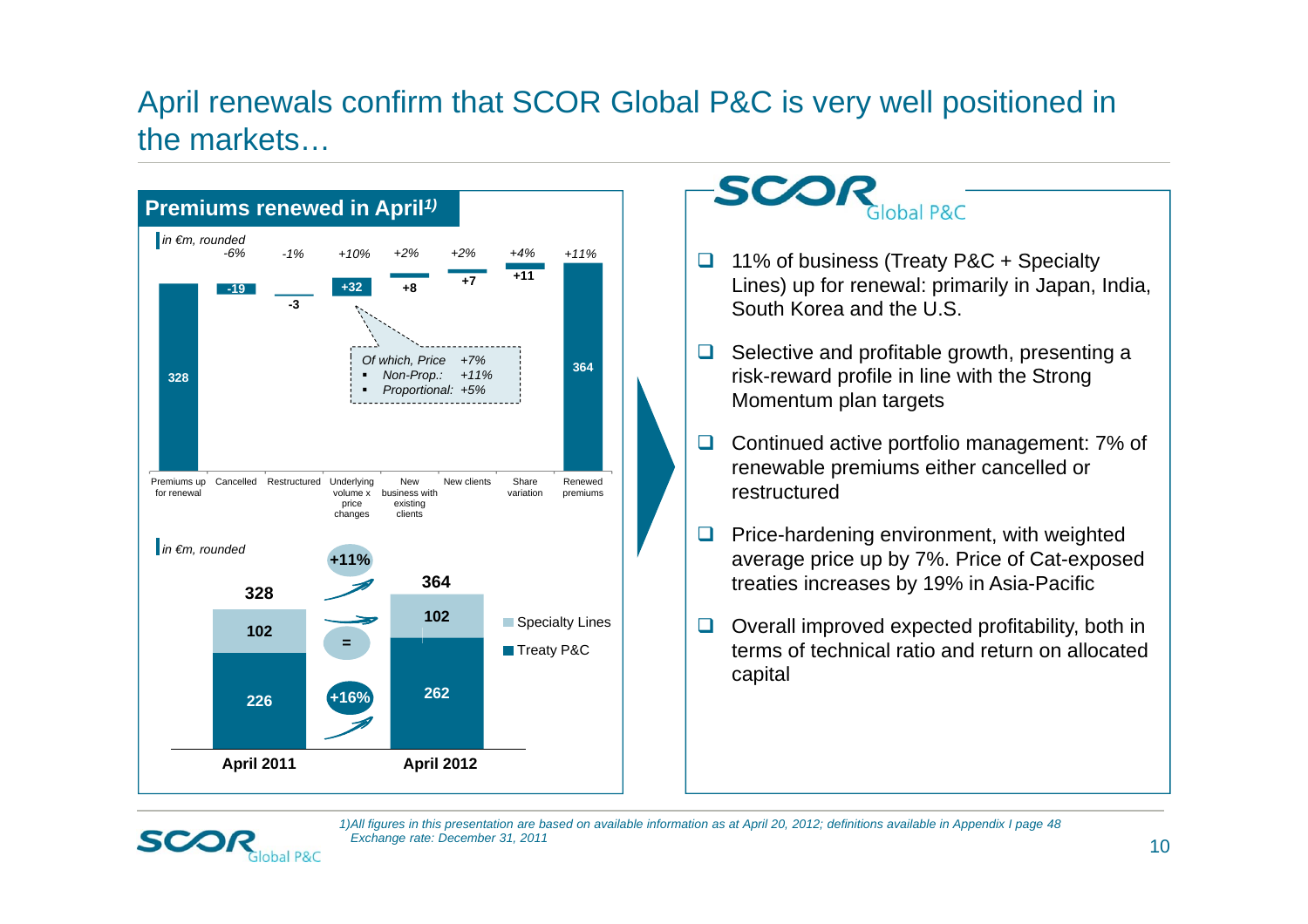# April renewals confirm that SCOR Global P&C is very well positioned in the markets…

## Premiums renewed in April[1]

*in €m, rounded*

| | Premiums up for renewal | Cancelled | Restructured | Underlying volume x price changes | New business with existing clients | New clients | Share variation | Renewed premiums |
|---|---|---|---|---|---|---|---|---|
| % | | -6% | -1% | +10% | +2% | +2% | +4% | +11% |
| €m | 328 | -19 | -3 | +32 | +8 | +7 | +11 | 364 |

*Of which, Price +7%*
- *Non-Prop.: +11%*
- *Proportional: +5%*

*in €m, rounded*

| | April 2011 | Change | April 2012 |
|---|---|---|---|
| Specialty Lines | 102 | = | 102 |
| Treaty P&C | 226 | +16% | 262 |
| Total | 328 | +11% | 364 |

## SCOR Global P&C

- 11% of business (Treaty P&C + Specialty Lines) up for renewal: primarily in Japan, India, South Korea and the U.S.
- Selective and profitable growth, presenting a risk-reward profile in line with the Strong Momentum plan targets
- Continued active portfolio management: 7% of renewable premiums either cancelled or restructured
- Price-hardening environment, with weighted average price up by 7%. Price of Cat-exposed treaties increases by 19% in Asia-Pacific
- Overall improved expected profitability, both in terms of technical ratio and return on allocated capital

*1)All figures in this presentation are based on available information as at April 20, 2012; definitions available in Appendix I page 48*
*Exchange rate: December 31, 2011*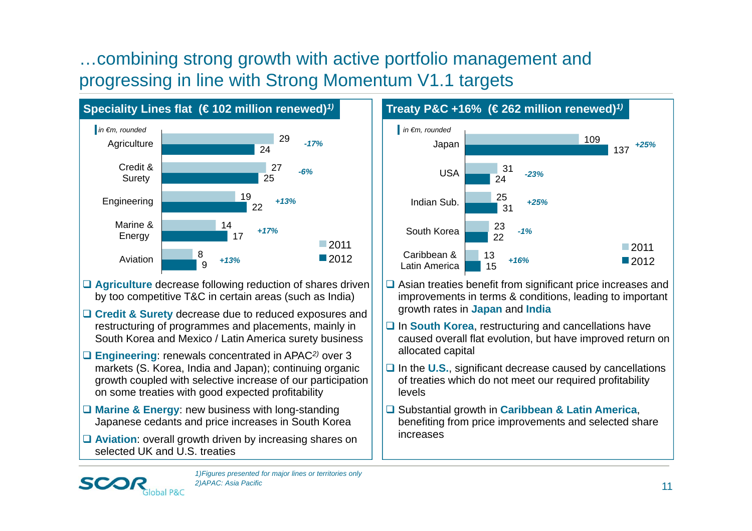# …combining strong growth with active portfolio management and progressing in line with Strong Momentum V1.1 targets

## Speciality Lines flat (€ 102 million renewed)[1]

*in €m, rounded*

| | 2011 | 2012 | Change |
|---|---|---|---|
| Agriculture | 29 | 24 | *-17%* |
| Credit & Surety | 27 | 25 | *-6%* |
| Engineering | 19 | 22 | *+13%* |
| Marine & Energy | 14 | 17 | *+17%* |
| Aviation | 8 | 9 | *+13%* |

- **Agriculture** decrease following reduction of shares driven by too competitive T&C in certain areas (such as India)
- **Credit & Surety** decrease due to reduced exposures and restructuring of programmes and placements, mainly in South Korea and Mexico / Latin America surety business
- **Engineering**: renewals concentrated in APAC[2] over 3 markets (S. Korea, India and Japan); continuing organic growth coupled with selective increase of our participation on some treaties with good expected profitability
- **Marine & Energy**: new business with long-standing Japanese cedants and price increases in South Korea
- **Aviation**: overall growth driven by increasing shares on selected UK and U.S. treaties

## Treaty P&C +16% (€ 262 million renewed)[1]

*in €m, rounded*

| | 2011 | 2012 | Change |
|---|---|---|---|
| Japan | 109 | 137 | *+25%* |
| USA | 31 | 24 | *-23%* |
| Indian Sub. | 25 | 31 | *+25%* |
| South Korea | 23 | 22 | *-1%* |
| Caribbean & Latin America | 13 | 15 | *+16%* |

- Asian treaties benefit from significant price increases and improvements in terms & conditions, leading to important growth rates in **Japan** and **India**
- In **South Korea**, restructuring and cancellations have caused overall flat evolution, but have improved return on allocated capital
- In the **U.S.**, significant decrease caused by cancellations of treaties which do not meet our required profitability levels
- Substantial growth in **Caribbean & Latin America**, benefiting from price improvements and selected share increases

*1)Figures presented for major lines or territories only*
*2)APAC: Asia Pacific*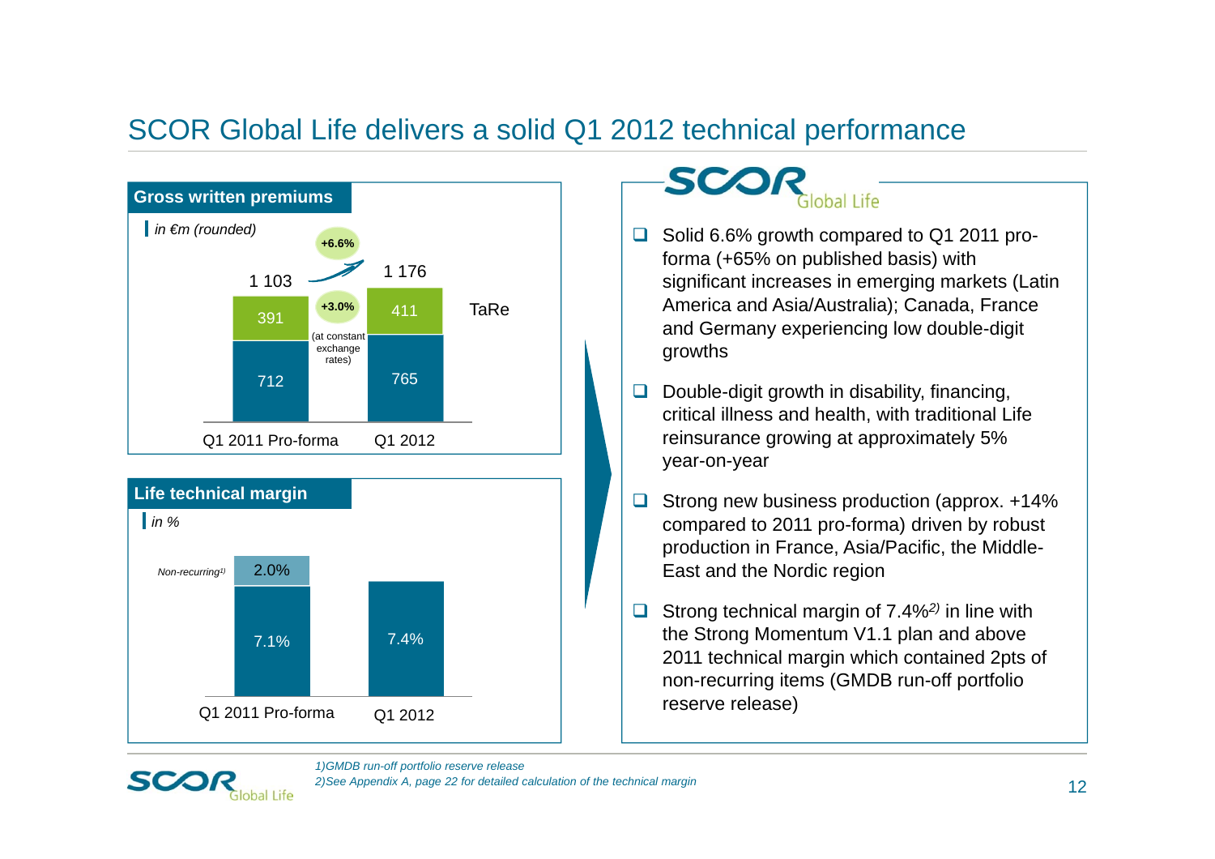# SCOR Global Life delivers a solid Q1 2012 technical performance

## Gross written premiums

*in €m (rounded)*

| | Q1 2011 Pro-forma | Q1 2012 |
|---|---|---|
| TaRe | 391 | 411 |
| | 712 | 765 |
| Total | 1 103 | 1 176 |

+6.6%

+3.0% (at constant exchange rates)

## Life technical margin

*in %*

| | Q1 2011 Pro-forma | Q1 2012 |
|---|---|---|
| *Non-recurring[1)]* | 2.0% | |
| | 7.1% | 7.4% |

**SCOR Global Life**

- Solid 6.6% growth compared to Q1 2011 pro-forma (+65% on published basis) with significant increases in emerging markets (Latin America and Asia/Australia); Canada, France and Germany experiencing low double-digit growths
- Double-digit growth in disability, financing, critical illness and health, with traditional Life reinsurance growing at approximately 5% year-on-year
- Strong new business production (approx. +14% compared to 2011 pro-forma) driven by robust production in France, Asia/Pacific, the Middle-East and the Nordic region
- Strong technical margin of 7.4%[2)] in line with the Strong Momentum V1.1 plan and above 2011 technical margin which contained 2pts of non-recurring items (GMDB run-off portfolio reserve release)

*1)GMDB run-off portfolio reserve release*
*2)See Appendix A, page 22 for detailed calculation of the technical margin*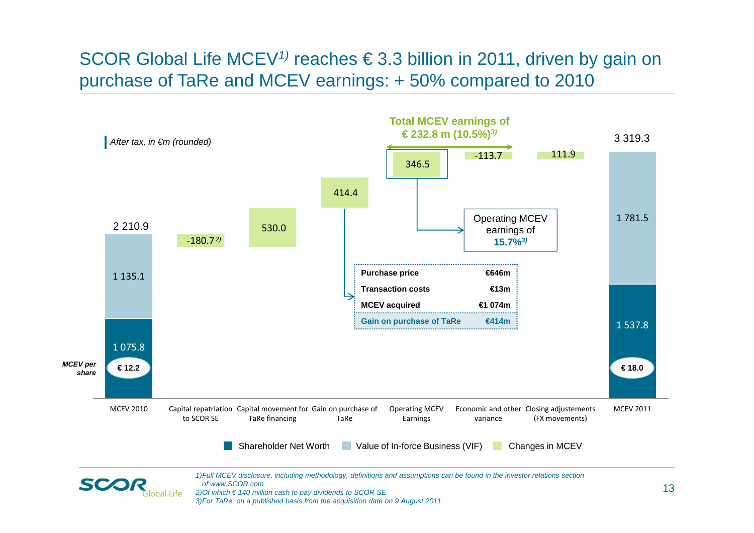# SCOR Global Life MCEV[1)] reaches € 3.3 billion in 2011, driven by gain on purchase of TaRe and MCEV earnings: + 50% compared to 2010

*After tax, in €m (rounded)*

| | MCEV 2010 | Capital repatriation to SCOR SE | Capital movement for TaRe financing | Gain on purchase of TaRe | Operating MCEV Earnings | Economic and other variance | Closing adjustements (FX movements) | MCEV 2011 |
|---|---|---|---|---|---|---|---|---|
| Total / Changes in MCEV | 2 210.9 | -180.7 [2)] | 530.0 | 414.4 | 346.5 | -113.7 | 111.9 | 3 319.3 |
| Value of In-force Business (VIF) | 1 135.1 | | | | | | | 1 781.5 |
| Shareholder Net Worth | 1 075.8 | | | | | | | 1 537.8 |
| MCEV per share | € 12.2 | | | | | | | € 18.0 |

**Total MCEV earnings of € 232.8 m (10.5%)[3)]**

Operating MCEV earnings of **15.7%[3)]**

| | |
|---|---|
| **Purchase price** | **€646m** |
| **Transaction costs** | **€13m** |
| **MCEV acquired** | **€1 074m** |
| **Gain on purchase of TaRe** | **€414m** |

Legend: Shareholder Net Worth; Value of In-force Business (VIF); Changes in MCEV

*1)Full MCEV disclosure, including methodology, definitions and assumptions can be found in the investor relations section of www.SCOR.com*
*2)Of which € 140 million cash to pay dividends to SCOR SE*
*3)For TaRe, on a published basis from the acquisition date on 9 August 2011*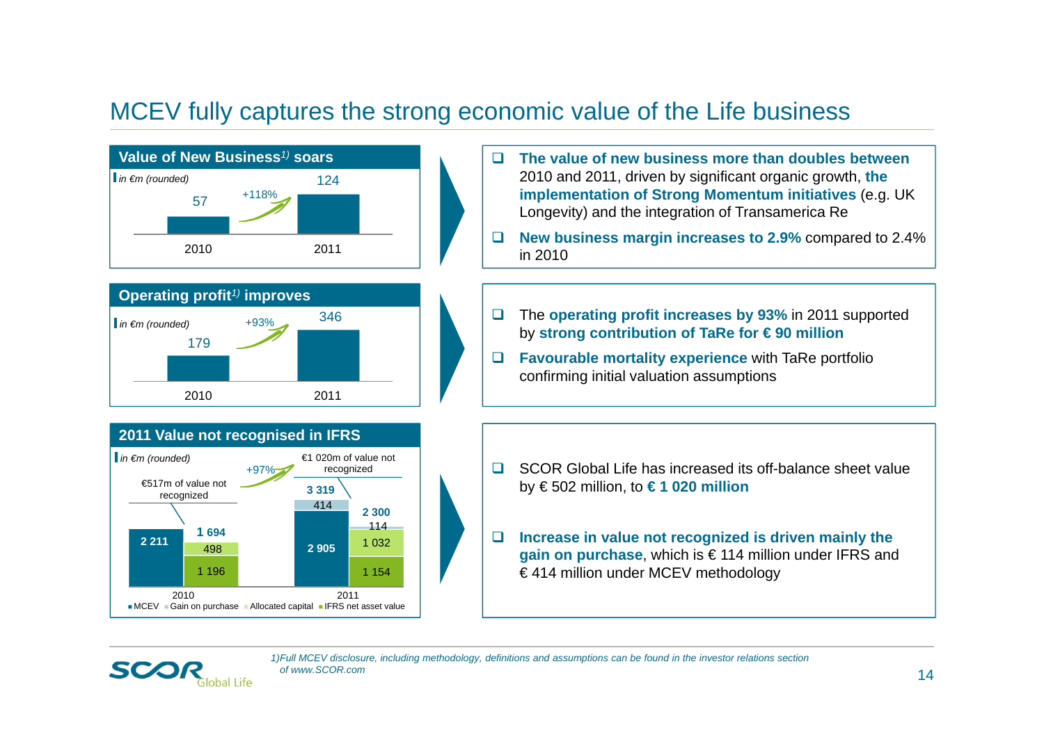# MCEV fully captures the strong economic value of the Life business

## Value of New Business[1] soars

*in €m (rounded)*

| | 2010 | 2011 |
|---|---|---|
| Value of New Business | 57 | 124 |

+118%

- **The value of new business more than doubles between** 2010 and 2011, driven by significant organic growth, **the implementation of Strong Momentum initiatives** (e.g. UK Longevity) and the integration of Transamerica Re
- **New business margin increases to 2.9%** compared to 2.4% in 2010

## Operating profit[1] improves

*in €m (rounded)*

| | 2010 | 2011 |
|---|---|---|
| Operating profit | 179 | 346 |

+93%

- The **operating profit increases by 93%** in 2011 supported by **strong contribution of TaRe for € 90 million**
- **Favourable mortality experience** with TaRe portfolio confirming initial valuation assumptions

## 2011 Value not recognised in IFRS

*in €m (rounded)*

| | 2010 | 2011 |
|---|---|---|
| MCEV | 2 211 | 2 905 |
| MCEV incl. gain on purchase | | 3 319 |
| Gain on purchase (MCEV) | | 414 |
| IFRS total | 1 694 | 2 300 |
| Gain on purchase (IFRS) | | 114 |
| Allocated capital | 498 | 1 032 |
| IFRS net asset value | 1 196 | 1 154 |
| Value not recognized | €517m | €1 020m |

+97%

Legend: MCEV, Gain on purchase, Allocated capital, IFRS net asset value

- SCOR Global Life has increased its off-balance sheet value by € 502 million, to **€ 1 020 million**
- **Increase in value not recognized is driven mainly the gain on purchase**, which is € 114 million under IFRS and € 414 million under MCEV methodology

*1)Full MCEV disclosure, including methodology, definitions and assumptions can be found in the investor relations section of www.SCOR.com*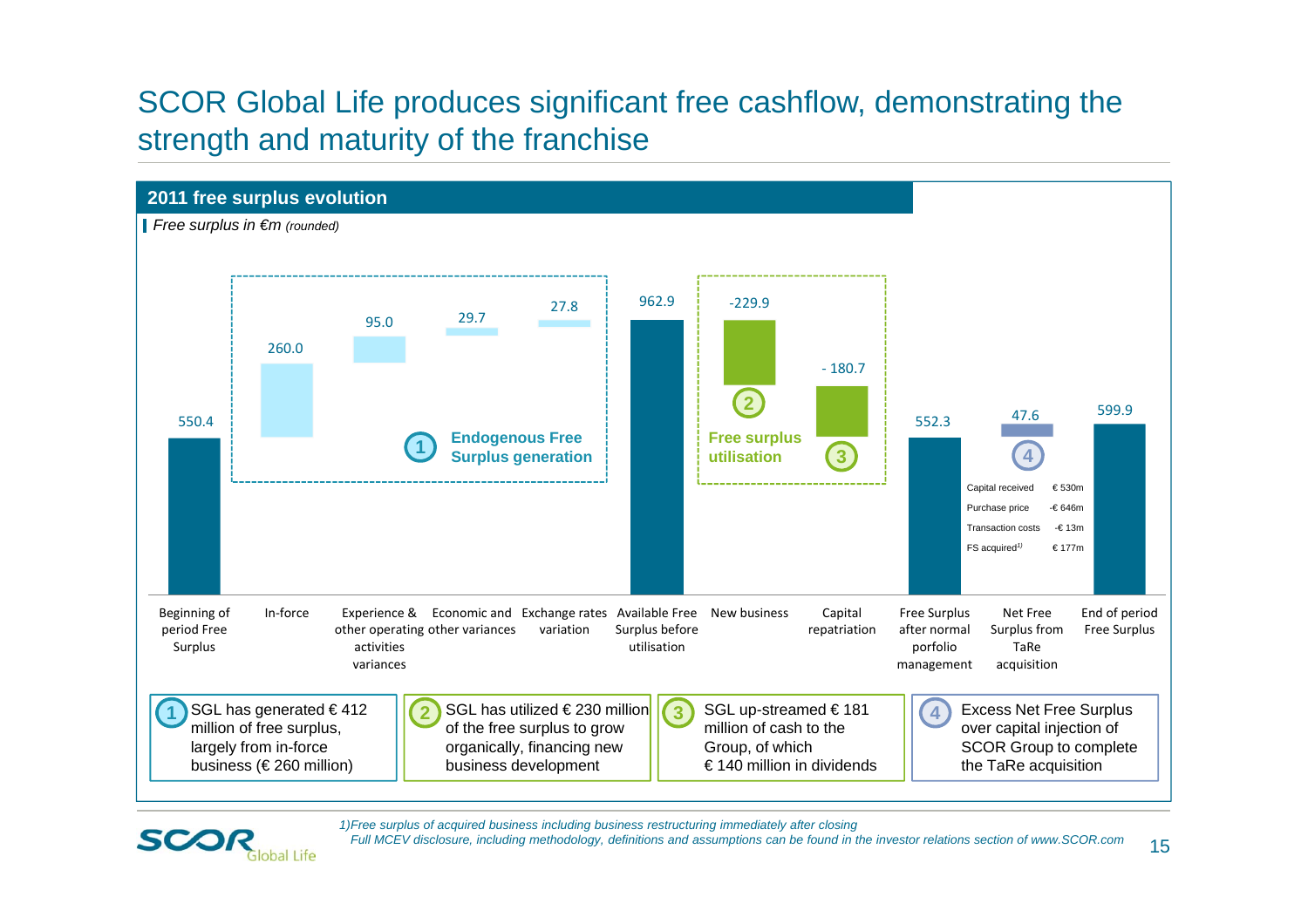# SCOR Global Life produces significant free cashflow, demonstrating the strength and maturity of the franchise

## 2011 free surplus evolution

*Free surplus in €m (rounded)*

| Step | Value |
|---|---|
| Beginning of period Free Surplus | 550.4 |
| In-force | 260.0 |
| Experience & other operating activities variances | 95.0 |
| Economic and other variances | 29.7 |
| Exchange rates variation | 27.8 |
| Available Free Surplus before utilisation | 962.9 |
| New business | -229.9 |
| Capital repatriation | - 180.7 |
| Free Surplus after normal porfolio management | 552.3 |
| Net Free Surplus from TaRe acquisition | 47.6 |
| End of period Free Surplus | 599.9 |

1 Endogenous Free Surplus generation (In-force; Experience & other operating activities variances; Economic and other variances; Exchange rates variation)

2 Free surplus utilisation (New business)

3 Free surplus utilisation (Capital repatriation)

4 Net Free Surplus from TaRe acquisition:

| | |
|---|---|
| Capital received | € 530m |
| Purchase price | -€ 646m |
| Transaction costs | -€ 13m |
| FS acquired[1] | € 177m |

1. SGL has generated € 412 million of free surplus, largely from in-force business (€ 260 million)
2. SGL has utilized € 230 million of the free surplus to grow organically, financing new business development
3. SGL up-streamed € 181 million of cash to the Group, of which € 140 million in dividends
4. Excess Net Free Surplus over capital injection of SCOR Group to complete the TaRe acquisition

*1)Free surplus of acquired business including business restructuring immediately after closing*

*Full MCEV disclosure, including methodology, definitions and assumptions can be found in the investor relations section of www.SCOR.com*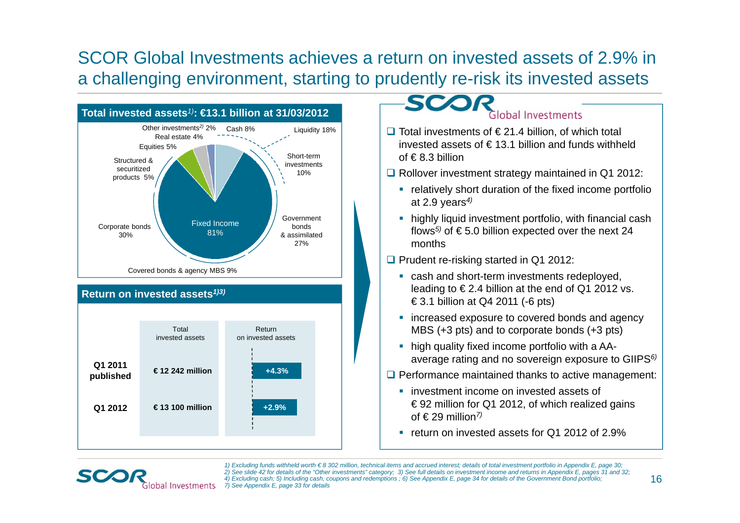# SCOR Global Investments achieves a return on invested assets of 2.9% in a challenging environment, starting to prudently re-risk its invested assets

## Total invested assets[1]: €13.1 billion at 31/03/2012

- Liquidity 18%
  - Cash 8%
  - Short-term investments 10%
- Fixed Income 81%
  - Government bonds & assimilated 27%
  - Covered bonds & agency MBS 9%
  - Corporate bonds 30%
  - Structured & securitized products 5%
- Equities 5%
- Real estate 4%
- Other investments[2] 2%

## Return on invested assets[1)3)]

| | Total invested assets | Return on invested assets |
|---|---|---|
| **Q1 2011 published** | **€ 12 242 million** | **+4.3%** |
| **Q1 2012** | **€ 13 100 million** | **+2.9%** |

## SCOR Global Investments

- Total investments of € 21.4 billion, of which total invested assets of € 13.1 billion and funds withheld of € 8.3 billion
- Rollover investment strategy maintained in Q1 2012:
  - relatively short duration of the fixed income portfolio at 2.9 years[4)]
  - highly liquid investment portfolio, with financial cash flows[5)] of € 5.0 billion expected over the next 24 months
- Prudent re-risking started in Q1 2012:
  - cash and short-term investments redeployed, leading to € 2.4 billion at the end of Q1 2012 vs. € 3.1 billion at Q4 2011 (-6 pts)
  - increased exposure to covered bonds and agency MBS (+3 pts) and to corporate bonds (+3 pts)
  - high quality fixed income portfolio with a AA- average rating and no sovereign exposure to GIIPS[6)]
- Performance maintained thanks to active management:
  - investment income on invested assets of € 92 million for Q1 2012, of which realized gains of € 29 million[7)]
  - return on invested assets for Q1 2012 of 2.9%

*1) Excluding funds withheld worth € 8 302 million, technical items and accrued interest; details of total investment portfolio in Appendix E, page 30; 2) See slide 42 for details of the "Other investments" category; 3) See full details on investment income and returns in Appendix E, pages 31 and 32; 4) Excluding cash; 5) Including cash, coupons and redemptions ; 6) See Appendix E, page 34 for details of the Government Bond portfolio; 7) See Appendix E, page 33 for details*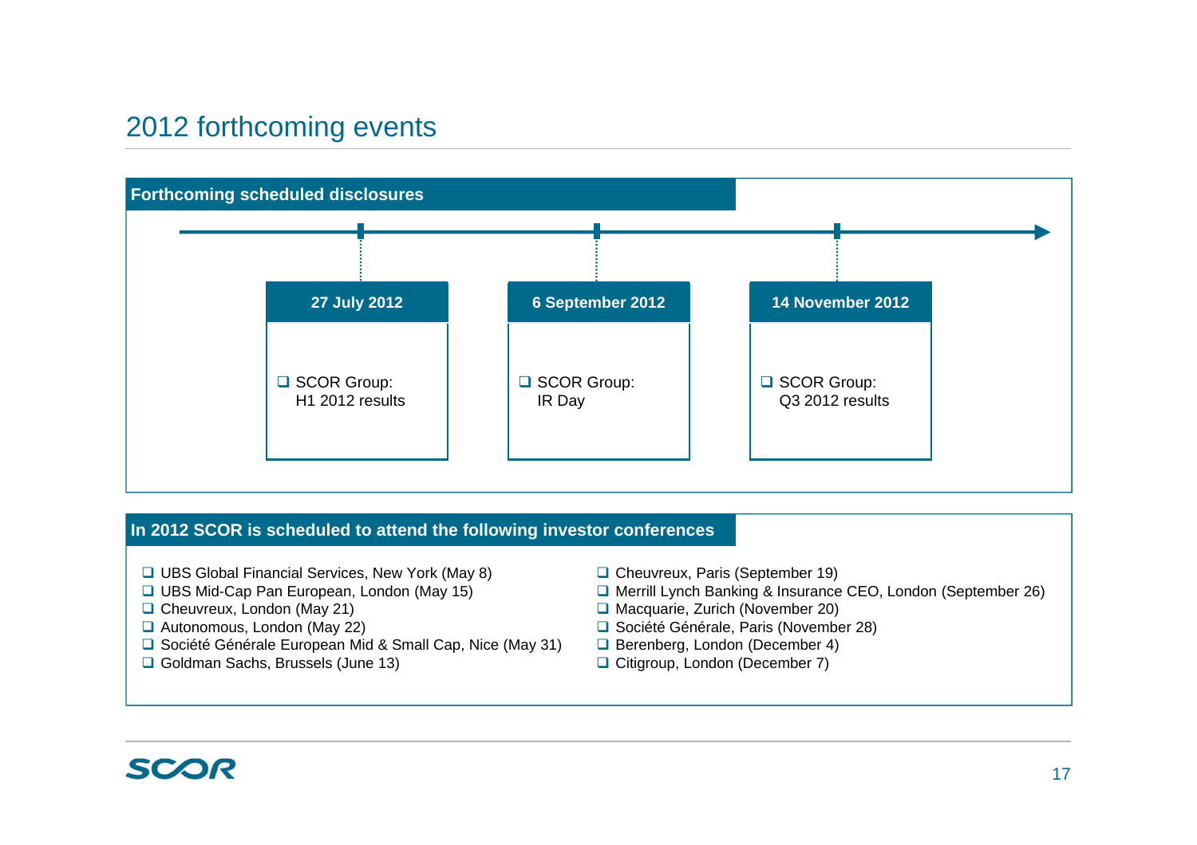# 2012 forthcoming events

## Forthcoming scheduled disclosures

| 27 July 2012 | 6 September 2012 | 14 November 2012 |
| --- | --- | --- |
| SCOR Group: H1 2012 results | SCOR Group: IR Day | SCOR Group: Q3 2012 results |

## In 2012 SCOR is scheduled to attend the following investor conferences

- UBS Global Financial Services, New York (May 8)
- UBS Mid-Cap Pan European, London (May 15)
- Cheuvreux, London (May 21)
- Autonomous, London (May 22)
- Société Générale European Mid & Small Cap, Nice (May 31)
- Goldman Sachs, Brussels (June 13)
- Cheuvreux, Paris (September 19)
- Merrill Lynch Banking & Insurance CEO, London (September 26)
- Macquarie, Zurich (November 20)
- Société Générale, Paris (November 28)
- Berenberg, London (December 4)
- Citigroup, London (December 7)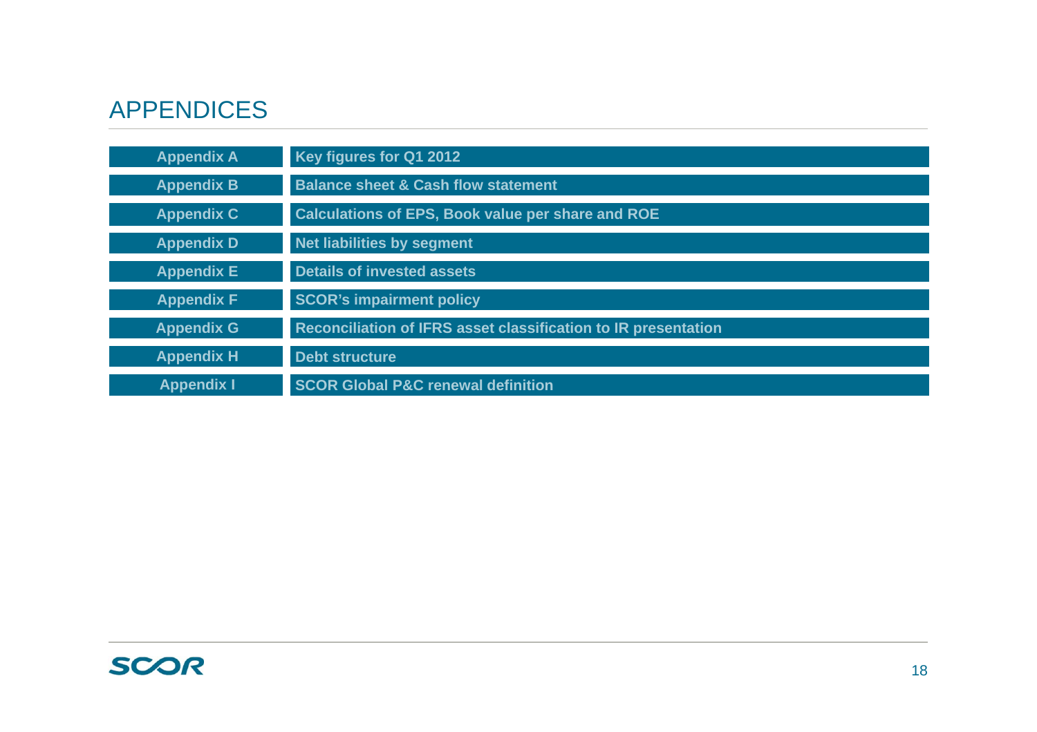# APPENDICES

| Appendix | Title |
|---|---|
| Appendix A | Key figures for Q1 2012 |
| Appendix B | Balance sheet & Cash flow statement |
| Appendix C | Calculations of EPS, Book value per share and ROE |
| Appendix D | Net liabilities by segment |
| Appendix E | Details of invested assets |
| Appendix F | SCOR's impairment policy |
| Appendix G | Reconciliation of IFRS asset classification to IR presentation |
| Appendix H | Debt structure |
| Appendix I | SCOR Global P&C renewal definition |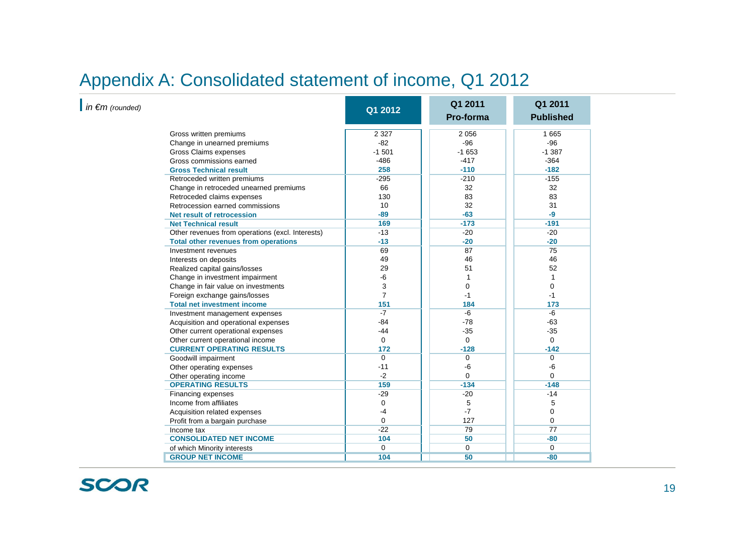# Appendix A: Consolidated statement of income, Q1 2012

*in €m (rounded)*

| | Q1 2012 | Q1 2011 Pro-forma | Q1 2011 Published |
|---|---|---|---|
| Gross written premiums | 2 327 | 2 056 | 1 665 |
| Change in unearned premiums | -82 | -96 | -96 |
| Gross Claims expenses | -1 501 | -1 653 | -1 387 |
| Gross commissions earned | -486 | -417 | -364 |
| **Gross Technical result** | **258** | **-110** | **-182** |
| Retroceded written premiums | -295 | -210 | -155 |
| Change in retroceded unearned premiums | 66 | 32 | 32 |
| Retroceded claims expenses | 130 | 83 | 83 |
| Retrocession earned commissions | 10 | 32 | 31 |
| **Net result of retrocession** | **-89** | **-63** | **-9** |
| **Net Technical result** | **169** | **-173** | **-191** |
| Other revenues from operations (excl. Interests) | -13 | -20 | -20 |
| **Total other revenues from operations** | **-13** | **-20** | **-20** |
| Investment revenues | 69 | 87 | 75 |
| Interests on deposits | 49 | 46 | 46 |
| Realized capital gains/losses | 29 | 51 | 52 |
| Change in investment impairment | -6 | 1 | 1 |
| Change in fair value on investments | 3 | 0 | 0 |
| Foreign exchange gains/losses | 7 | -1 | -1 |
| **Total net investment income** | **151** | **184** | **173** |
| Investment management expenses | -7 | -6 | -6 |
| Acquisition and operational expenses | -84 | -78 | -63 |
| Other current operational expenses | -44 | -35 | -35 |
| Other current operational income | 0 | 0 | 0 |
| **CURRENT OPERATING RESULTS** | **172** | **-128** | **-142** |
| Goodwill impairment | 0 | 0 | 0 |
| Other operating expenses | -11 | -6 | -6 |
| Other operating income | -2 | 0 | 0 |
| **OPERATING RESULTS** | **159** | **-134** | **-148** |
| Financing expenses | -29 | -20 | -14 |
| Income from affiliates | 0 | 5 | 5 |
| Acquisition related expenses | -4 | -7 | 0 |
| Profit from a bargain purchase | 0 | 127 | 0 |
| Income tax | -22 | 79 | 77 |
| **CONSOLIDATED NET INCOME** | **104** | **50** | **-80** |
| of which Minority interests | 0 | 0 | 0 |
| **GROUP NET INCOME** | **104** | **50** | **-80** |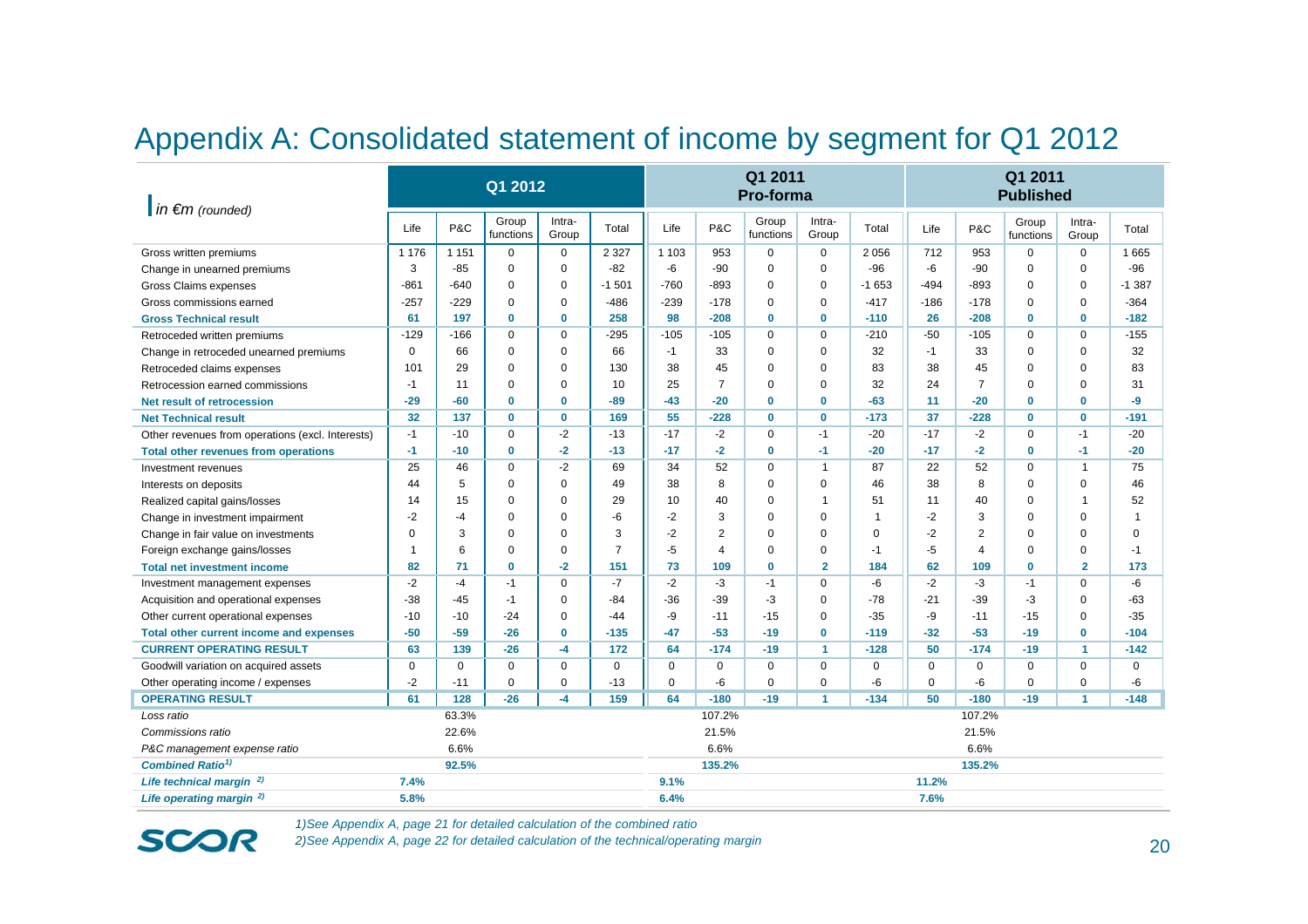# Appendix A: Consolidated statement of income by segment for Q1 2012

| *in €m (rounded)* | Q1 2012 | | | | | Q1 2011 Pro-forma | | | | | Q1 2011 Published | | | | |
|---|---|---|---|---|---|---|---|---|---|---|---|---|---|---|---|
| | Life | P&C | Group functions | Intra-Group | Total | Life | P&C | Group functions | Intra-Group | Total | Life | P&C | Group functions | Intra-Group | Total |
| Gross written premiums | 1 176 | 1 151 | 0 | 0 | 2 327 | 1 103 | 953 | 0 | 0 | 2 056 | 712 | 953 | 0 | 0 | 1 665 |
| Change in unearned premiums | 3 | -85 | 0 | 0 | -82 | -6 | -90 | 0 | 0 | -96 | -6 | -90 | 0 | 0 | -96 |
| Gross Claims expenses | -861 | -640 | 0 | 0 | -1 501 | -760 | -893 | 0 | 0 | -1 653 | -494 | -893 | 0 | 0 | -1 387 |
| Gross commissions earned | -257 | -229 | 0 | 0 | -486 | -239 | -178 | 0 | 0 | -417 | -186 | -178 | 0 | 0 | -364 |
| **Gross Technical result** | **61** | **197** | **0** | **0** | **258** | **98** | **-208** | **0** | **0** | **-110** | **26** | **-208** | **0** | **0** | **-182** |
| Retroceded written premiums | -129 | -166 | 0 | 0 | -295 | -105 | -105 | 0 | 0 | -210 | -50 | -105 | 0 | 0 | -155 |
| Change in retroceded unearned premiums | 0 | 66 | 0 | 0 | 66 | -1 | 33 | 0 | 0 | 32 | -1 | 33 | 0 | 0 | 32 |
| Retroceded claims expenses | 101 | 29 | 0 | 0 | 130 | 38 | 45 | 0 | 0 | 83 | 38 | 45 | 0 | 0 | 83 |
| Retrocession earned commissions | -1 | 11 | 0 | 0 | 10 | 25 | 7 | 0 | 0 | 32 | 24 | 7 | 0 | 0 | 31 |
| **Net result of retrocession** | **-29** | **-60** | **0** | **0** | **-89** | **-43** | **-20** | **0** | **0** | **-63** | **11** | **-20** | **0** | **0** | **-9** |
| **Net Technical result** | **32** | **137** | **0** | **0** | **169** | **55** | **-228** | **0** | **0** | **-173** | **37** | **-228** | **0** | **0** | **-191** |
| Other revenues from operations (excl. Interests) | -1 | -10 | 0 | -2 | -13 | -17 | -2 | 0 | -1 | -20 | -17 | -2 | 0 | -1 | -20 |
| **Total other revenues from operations** | **-1** | **-10** | **0** | **-2** | **-13** | **-17** | **-2** | **0** | **-1** | **-20** | **-17** | **-2** | **0** | **-1** | **-20** |
| Investment revenues | 25 | 46 | 0 | -2 | 69 | 34 | 52 | 0 | 1 | 87 | 22 | 52 | 0 | 1 | 75 |
| Interests on deposits | 44 | 5 | 0 | 0 | 49 | 38 | 8 | 0 | 0 | 46 | 38 | 8 | 0 | 0 | 46 |
| Realized capital gains/losses | 14 | 15 | 0 | 0 | 29 | 10 | 40 | 0 | 1 | 51 | 11 | 40 | 0 | 1 | 52 |
| Change in investment impairment | -2 | -4 | 0 | 0 | -6 | -2 | 3 | 0 | 0 | 1 | -2 | 3 | 0 | 0 | 1 |
| Change in fair value on investments | 0 | 3 | 0 | 0 | 3 | -2 | 2 | 0 | 0 | 0 | -2 | 2 | 0 | 0 | 0 |
| Foreign exchange gains/losses | 1 | 6 | 0 | 0 | 7 | -5 | 4 | 0 | 0 | -1 | -5 | 4 | 0 | 0 | -1 |
| **Total net investment income** | **82** | **71** | **0** | **-2** | **151** | **73** | **109** | **0** | **2** | **184** | **62** | **109** | **0** | **2** | **173** |
| Investment management expenses | -2 | -4 | -1 | 0 | -7 | -2 | -3 | -1 | 0 | -6 | -2 | -3 | -1 | 0 | -6 |
| Acquisition and operational expenses | -38 | -45 | -1 | 0 | -84 | -36 | -39 | -3 | 0 | -78 | -21 | -39 | -3 | 0 | -63 |
| Other current operational expenses | -10 | -10 | -24 | 0 | -44 | -9 | -11 | -15 | 0 | -35 | -9 | -11 | -15 | 0 | -35 |
| **Total other current income and expenses** | **-50** | **-59** | **-26** | **0** | **-135** | **-47** | **-53** | **-19** | **0** | **-119** | **-32** | **-53** | **-19** | **0** | **-104** |
| **CURRENT OPERATING RESULT** | **63** | **139** | **-26** | **-4** | **172** | **64** | **-174** | **-19** | **1** | **-128** | **50** | **-174** | **-19** | **1** | **-142** |
| Goodwill variation on acquired assets | 0 | 0 | 0 | 0 | 0 | 0 | 0 | 0 | 0 | 0 | 0 | 0 | 0 | 0 | 0 |
| Other operating income / expenses | -2 | -11 | 0 | 0 | -13 | 0 | -6 | 0 | 0 | -6 | 0 | -6 | 0 | 0 | -6 |
| **OPERATING RESULT** | **61** | **128** | **-26** | **-4** | **159** | **64** | **-180** | **-19** | **1** | **-134** | **50** | **-180** | **-19** | **1** | **-148** |
| *Loss ratio* | | 63.3% | | | | | 107.2% | | | | | 107.2% | | | |
| *Commissions ratio* | | 22.6% | | | | | 21.5% | | | | | 21.5% | | | |
| *P&C management expense ratio* | | 6.6% | | | | | 6.6% | | | | | 6.6% | | | |
| ***Combined Ratio*** [1] | | **92.5%** | | | | | **135.2%** | | | | | **135.2%** | | | |
| ***Life technical margin*** [2] | **7.4%** | | | | | **9.1%** | | | | | **11.2%** | | | | |
| ***Life operating margin*** [2] | **5.8%** | | | | | **6.4%** | | | | | **7.6%** | | | | |

*1)See Appendix A, page 21 for detailed calculation of the combined ratio*

*2)See Appendix A, page 22 for detailed calculation of the technical/operating margin*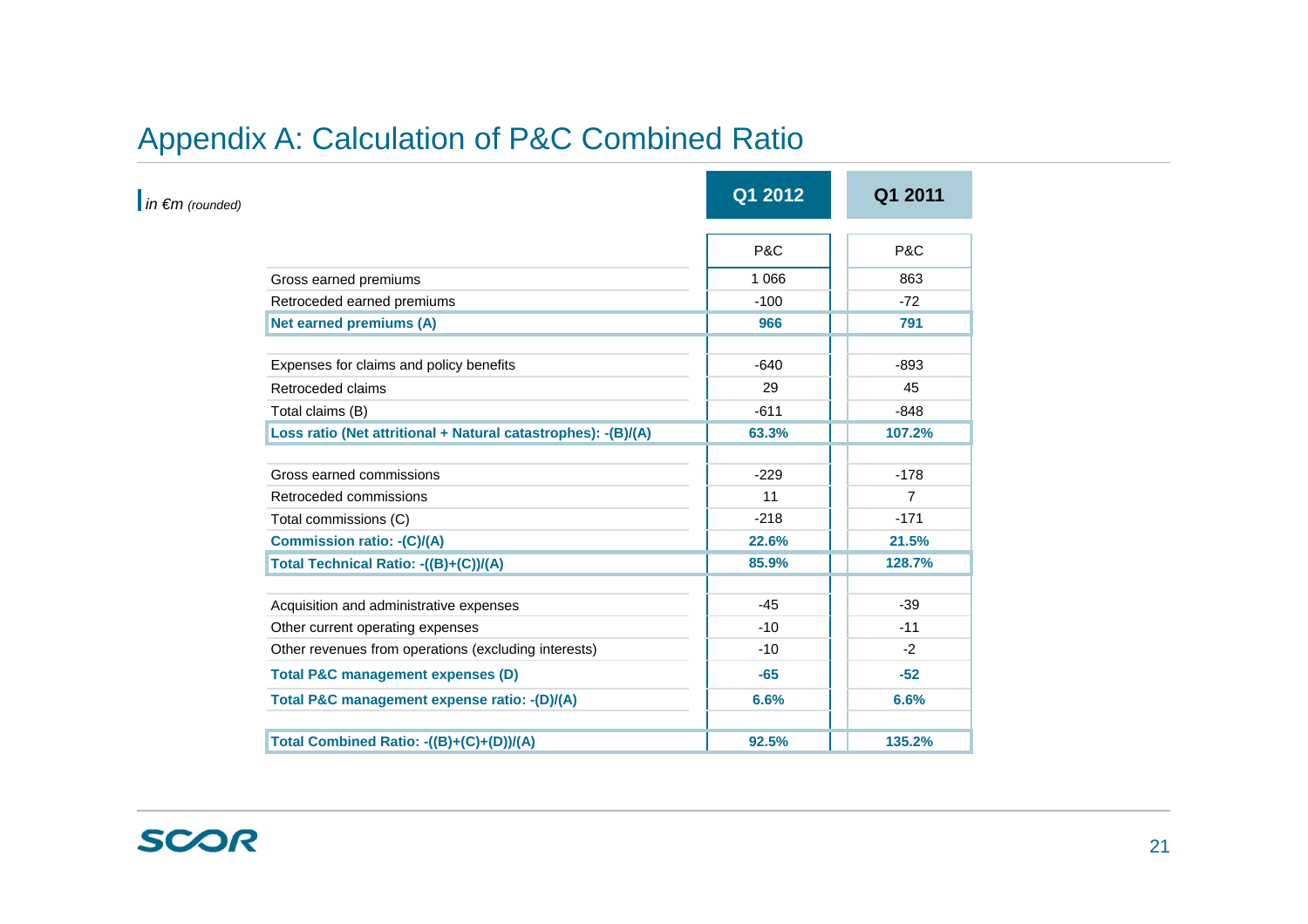# Appendix A: Calculation of P&C Combined Ratio

*in €m (rounded)*

| | Q1 2012 | Q1 2011 |
|---|---|---|
| | P&C | P&C |
| Gross earned premiums | 1 066 | 863 |
| Retroceded earned premiums | -100 | -72 |
| **Net earned premiums (A)** | **966** | **791** |
| | | |
| Expenses for claims and policy benefits | -640 | -893 |
| Retroceded claims | 29 | 45 |
| Total claims (B) | -611 | -848 |
| **Loss ratio (Net attritional + Natural catastrophes): -(B)/(A)** | **63.3%** | **107.2%** |
| | | |
| Gross earned commissions | -229 | -178 |
| Retroceded commissions | 11 | 7 |
| Total commissions (C) | -218 | -171 |
| **Commission ratio: -(C)/(A)** | **22.6%** | **21.5%** |
| **Total Technical Ratio: -((B)+(C))/(A)** | **85.9%** | **128.7%** |
| | | |
| Acquisition and administrative expenses | -45 | -39 |
| Other current operating expenses | -10 | -11 |
| Other revenues from operations (excluding interests) | -10 | -2 |
| **Total P&C management expenses (D)** | **-65** | **-52** |
| **Total P&C management expense ratio: -(D)/(A)** | **6.6%** | **6.6%** |
| | | |
| **Total Combined Ratio: -((B)+(C)+(D))/(A)** | **92.5%** | **135.2%** |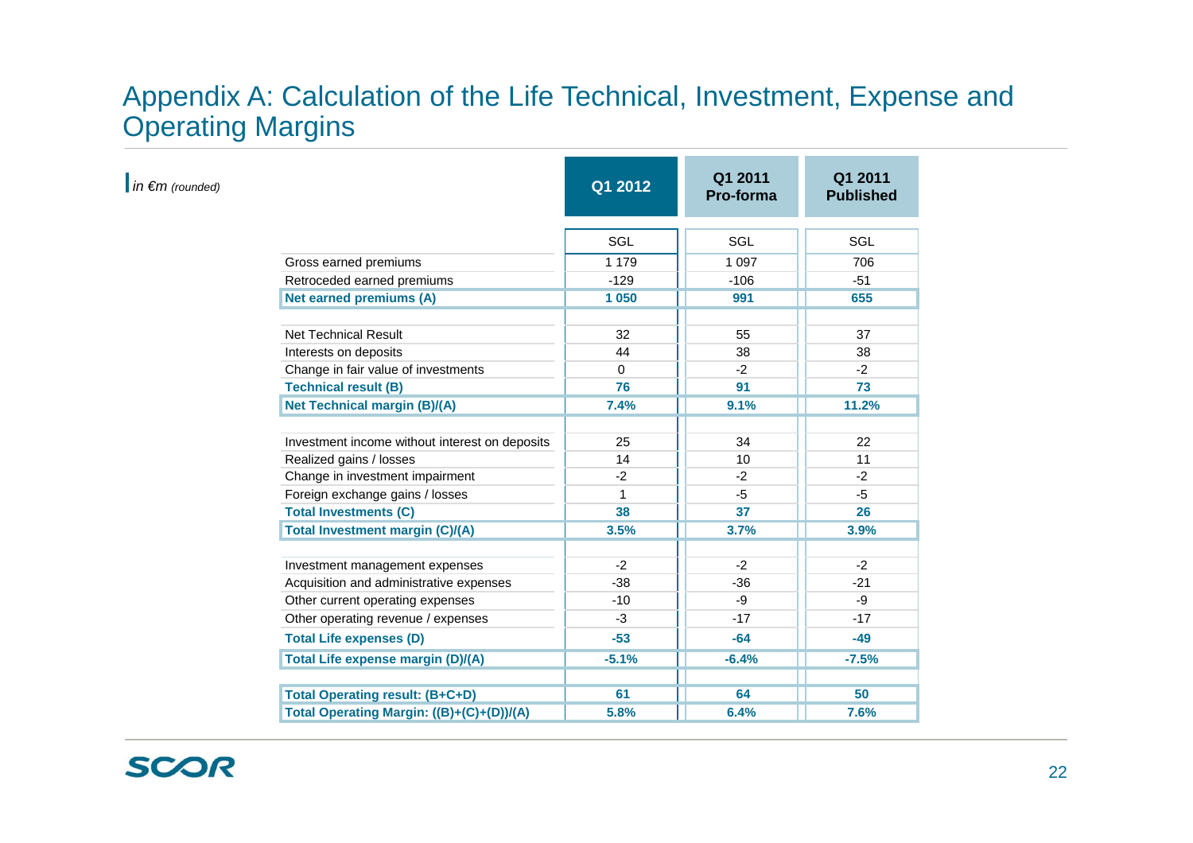# Appendix A: Calculation of the Life Technical, Investment, Expense and Operating Margins

*in €m (rounded)*

| | Q1 2012 | Q1 2011 Pro-forma | Q1 2011 Published |
|---|---|---|---|
| | SGL | SGL | SGL |
| Gross earned premiums | 1 179 | 1 097 | 706 |
| Retroceded earned premiums | -129 | -106 | -51 |
| **Net earned premiums (A)** | **1 050** | **991** | **655** |
| | | | |
| Net Technical Result | 32 | 55 | 37 |
| Interests on deposits | 44 | 38 | 38 |
| Change in fair value of investments | 0 | -2 | -2 |
| **Technical result (B)** | **76** | **91** | **73** |
| **Net Technical margin (B)/(A)** | **7.4%** | **9.1%** | **11.2%** |
| | | | |
| Investment income without interest on deposits | 25 | 34 | 22 |
| Realized gains / losses | 14 | 10 | 11 |
| Change in investment impairment | -2 | -2 | -2 |
| Foreign exchange gains / losses | 1 | -5 | -5 |
| **Total Investments (C)** | **38** | **37** | **26** |
| **Total Investment margin (C)/(A)** | **3.5%** | **3.7%** | **3.9%** |
| | | | |
| Investment management expenses | -2 | -2 | -2 |
| Acquisition and administrative expenses | -38 | -36 | -21 |
| Other current operating expenses | -10 | -9 | -9 |
| Other operating revenue / expenses | -3 | -17 | -17 |
| **Total Life expenses (D)** | **-53** | **-64** | **-49** |
| **Total Life expense margin (D)/(A)** | **-5.1%** | **-6.4%** | **-7.5%** |
| | | | |
| **Total Operating result: (B+C+D)** | **61** | **64** | **50** |
| **Total Operating Margin: ((B)+(C)+(D))/(A)** | **5.8%** | **6.4%** | **7.6%** |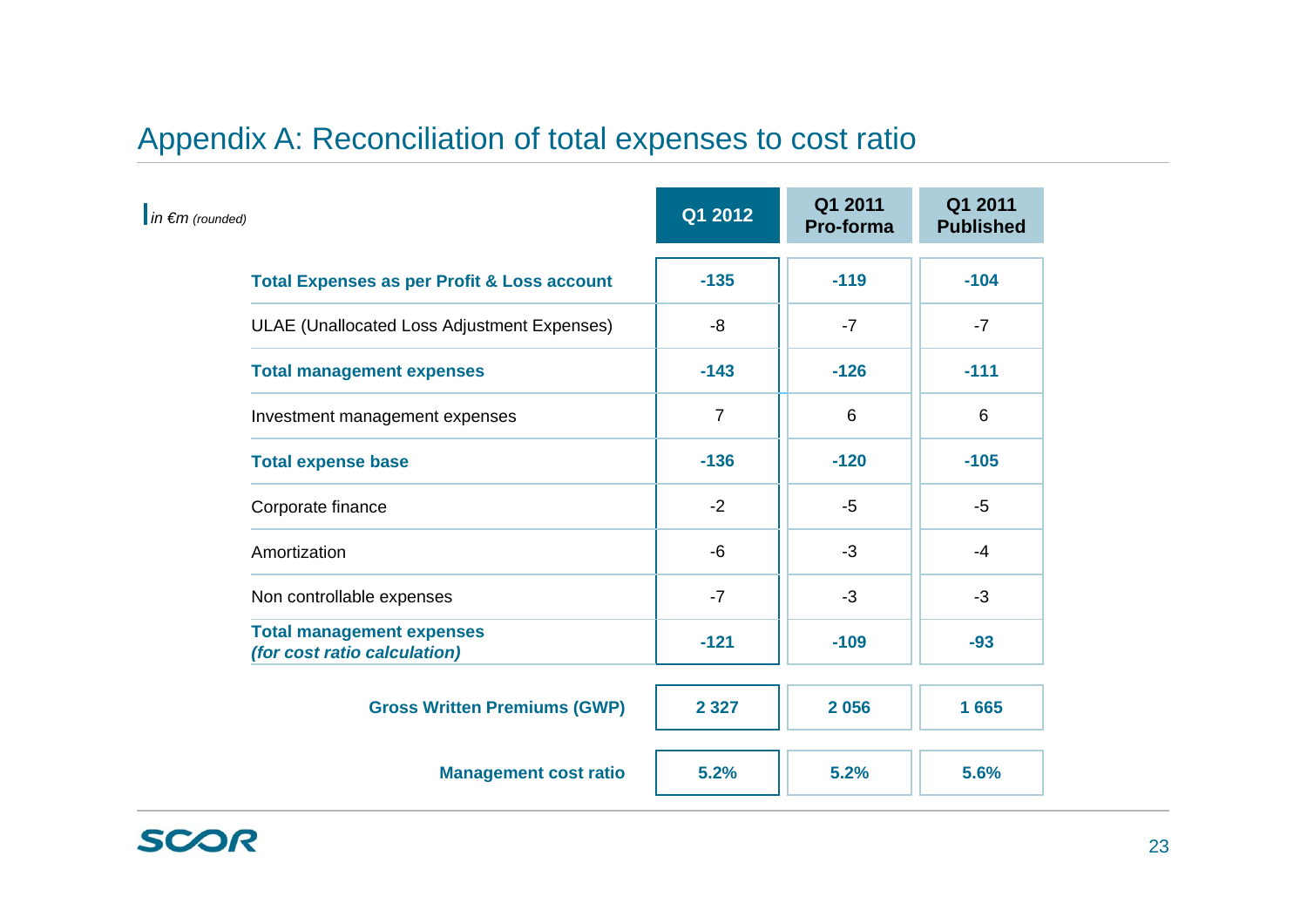# Appendix A: Reconciliation of total expenses to cost ratio

| *in €m (rounded)* | Q1 2012 | Q1 2011 Pro-forma | Q1 2011 Published |
|---|---|---|---|
| **Total Expenses as per Profit & Loss account** | **-135** | **-119** | **-104** |
| ULAE (Unallocated Loss Adjustment Expenses) | -8 | -7 | -7 |
| **Total management expenses** | **-143** | **-126** | **-111** |
| Investment management expenses | 7 | 6 | 6 |
| **Total expense base** | **-136** | **-120** | **-105** |
| Corporate finance | -2 | -5 | -5 |
| Amortization | -6 | -3 | -4 |
| Non controllable expenses | -7 | -3 | -3 |
| **Total management expenses *(for cost ratio calculation)*** | **-121** | **-109** | **-93** |
| **Gross Written Premiums (GWP)** | **2 327** | **2 056** | **1 665** |
| **Management cost ratio** | **5.2%** | **5.2%** | **5.6%** |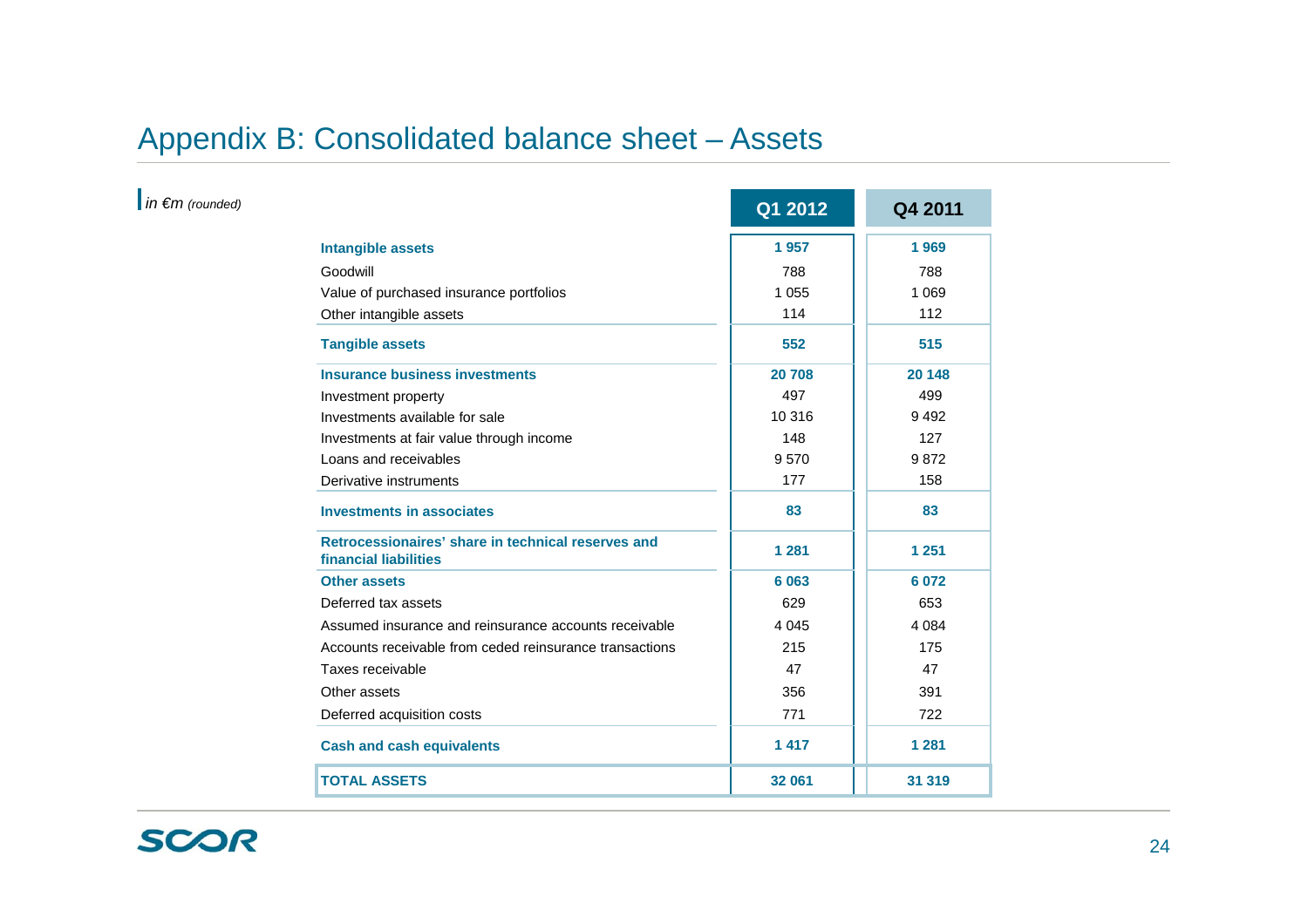# Appendix B: Consolidated balance sheet – Assets

*in €m (rounded)*

| | Q1 2012 | Q4 2011 |
|---|---|---|
| **Intangible assets** | **1 957** | **1 969** |
| Goodwill | 788 | 788 |
| Value of purchased insurance portfolios | 1 055 | 1 069 |
| Other intangible assets | 114 | 112 |
| **Tangible assets** | **552** | **515** |
| **Insurance business investments** | **20 708** | **20 148** |
| Investment property | 497 | 499 |
| Investments available for sale | 10 316 | 9 492 |
| Investments at fair value through income | 148 | 127 |
| Loans and receivables | 9 570 | 9 872 |
| Derivative instruments | 177 | 158 |
| **Investments in associates** | **83** | **83** |
| **Retrocessionaires' share in technical reserves and financial liabilities** | **1 281** | **1 251** |
| **Other assets** | **6 063** | **6 072** |
| Deferred tax assets | 629 | 653 |
| Assumed insurance and reinsurance accounts receivable | 4 045 | 4 084 |
| Accounts receivable from ceded reinsurance transactions | 215 | 175 |
| Taxes receivable | 47 | 47 |
| Other assets | 356 | 391 |
| Deferred acquisition costs | 771 | 722 |
| **Cash and cash equivalents** | **1 417** | **1 281** |
| **TOTAL ASSETS** | **32 061** | **31 319** |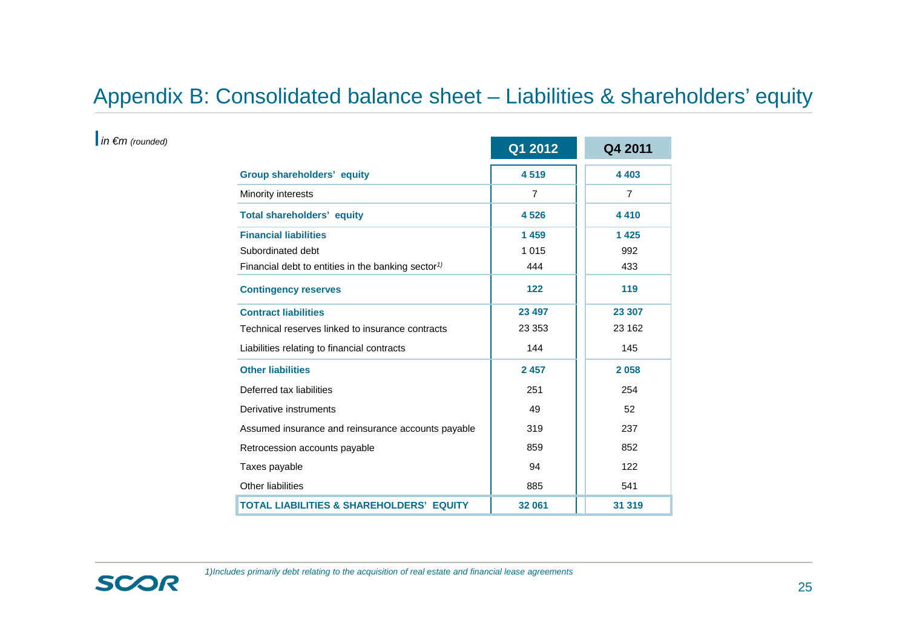# Appendix B: Consolidated balance sheet – Liabilities & shareholders' equity

*in €m (rounded)*

| | Q1 2012 | Q4 2011 |
|---|---|---|
| **Group shareholders' equity** | **4 519** | **4 403** |
| Minority interests | 7 | 7 |
| **Total shareholders' equity** | **4 526** | **4 410** |
| **Financial liabilities** | **1 459** | **1 425** |
| Subordinated debt | 1 015 | 992 |
| Financial debt to entities in the banking sector[1)] | 444 | 433 |
| **Contingency reserves** | **122** | **119** |
| **Contract liabilities** | **23 497** | **23 307** |
| Technical reserves linked to insurance contracts | 23 353 | 23 162 |
| Liabilities relating to financial contracts | 144 | 145 |
| **Other liabilities** | **2 457** | **2 058** |
| Deferred tax liabilities | 251 | 254 |
| Derivative instruments | 49 | 52 |
| Assumed insurance and reinsurance accounts payable | 319 | 237 |
| Retrocession accounts payable | 859 | 852 |
| Taxes payable | 94 | 122 |
| Other liabilities | 885 | 541 |
| **TOTAL LIABILITIES & SHAREHOLDERS' EQUITY** | **32 061** | **31 319** |

*1)Includes primarily debt relating to the acquisition of real estate and financial lease agreements*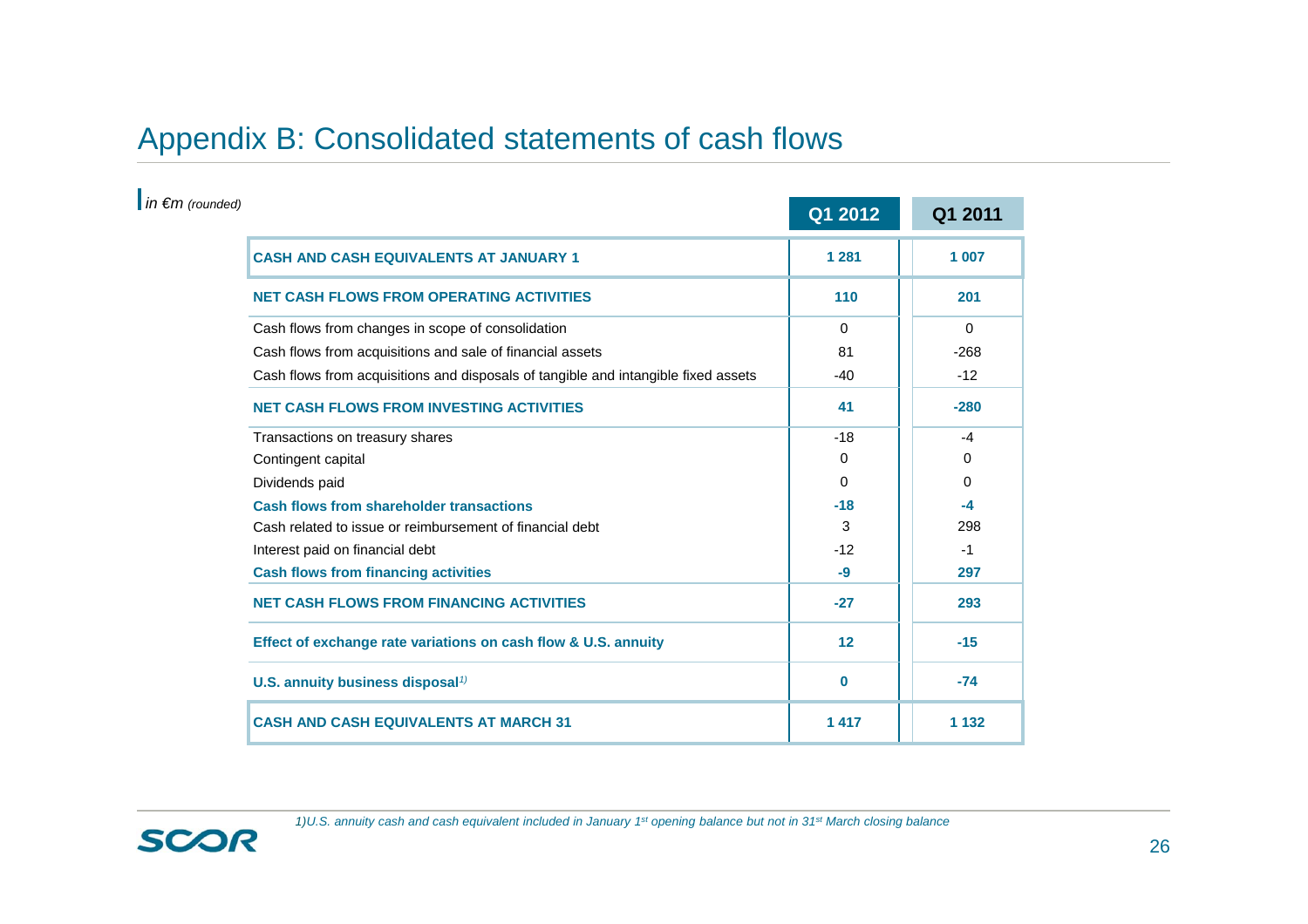# Appendix B: Consolidated statements of cash flows

*in €m (rounded)*

| | Q1 2012 | Q1 2011 |
|---|---|---|
| **CASH AND CASH EQUIVALENTS AT JANUARY 1** | **1 281** | **1 007** |
| **NET CASH FLOWS FROM OPERATING ACTIVITIES** | **110** | **201** |
| Cash flows from changes in scope of consolidation | 0 | 0 |
| Cash flows from acquisitions and sale of financial assets | 81 | -268 |
| Cash flows from acquisitions and disposals of tangible and intangible fixed assets | -40 | -12 |
| **NET CASH FLOWS FROM INVESTING ACTIVITIES** | **41** | **-280** |
| Transactions on treasury shares | -18 | -4 |
| Contingent capital | 0 | 0 |
| Dividends paid | 0 | 0 |
| **Cash flows from shareholder transactions** | **-18** | **-4** |
| Cash related to issue or reimbursement of financial debt | 3 | 298 |
| Interest paid on financial debt | -12 | -1 |
| **Cash flows from financing activities** | **-9** | **297** |
| **NET CASH FLOWS FROM FINANCING ACTIVITIES** | **-27** | **293** |
| **Effect of exchange rate variations on cash flow & U.S. annuity** | **12** | **-15** |
| **U.S. annuity business disposal[1)]** | **0** | **-74** |
| **CASH AND CASH EQUIVALENTS AT MARCH 31** | **1 417** | **1 132** |

*1)U.S. annuity cash and cash equivalent included in January 1st opening balance but not in 31st March closing balance*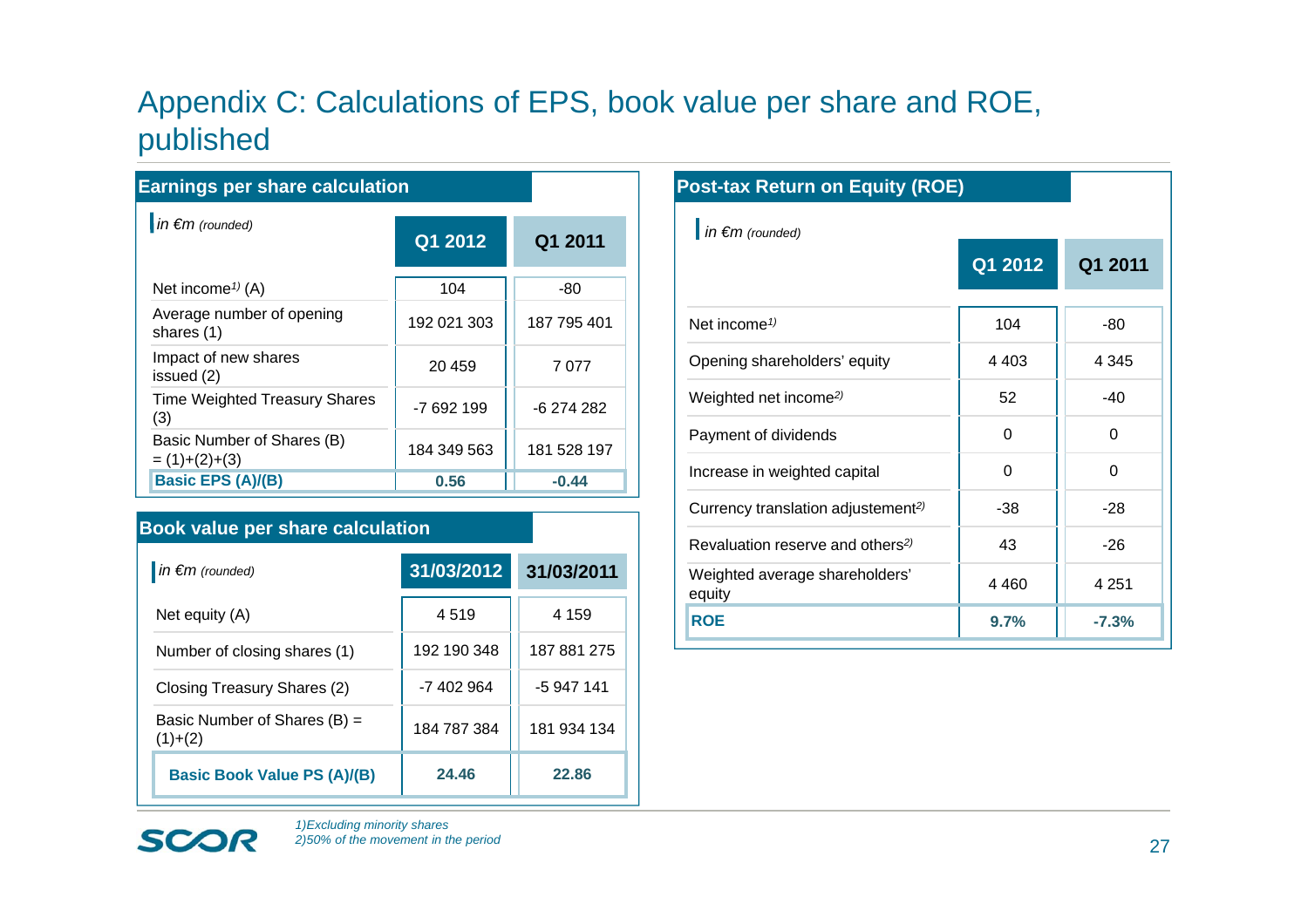# Appendix C: Calculations of EPS, book value per share and ROE, published

## Earnings per share calculation

| *in €m (rounded)* | Q1 2012 | Q1 2011 |
|---|---|---|
| Net income[1)] (A) | 104 | -80 |
| Average number of opening shares (1) | 192 021 303 | 187 795 401 |
| Impact of new shares issued (2) | 20 459 | 7 077 |
| Time Weighted Treasury Shares (3) | -7 692 199 | -6 274 282 |
| Basic Number of Shares (B) = (1)+(2)+(3) | 184 349 563 | 181 528 197 |
| **Basic EPS (A)/(B)** | **0.56** | **-0.44** |

## Book value per share calculation

| *in €m (rounded)* | 31/03/2012 | 31/03/2011 |
|---|---|---|
| Net equity (A) | 4 519 | 4 159 |
| Number of closing shares (1) | 192 190 348 | 187 881 275 |
| Closing Treasury Shares (2) | -7 402 964 | -5 947 141 |
| Basic Number of Shares (B) = (1)+(2) | 184 787 384 | 181 934 134 |
| **Basic Book Value PS (A)/(B)** | **24.46** | **22.86** |

## Post-tax Return on Equity (ROE)

| *in €m (rounded)* | Q1 2012 | Q1 2011 |
|---|---|---|
| Net income[1)] | 104 | -80 |
| Opening shareholders' equity | 4 403 | 4 345 |
| Weighted net income[2)] | 52 | -40 |
| Payment of dividends | 0 | 0 |
| Increase in weighted capital | 0 | 0 |
| Currency translation adjustement[2)] | -38 | -28 |
| Revaluation reserve and others[2)] | 43 | -26 |
| Weighted average shareholders' equity | 4 460 | 4 251 |
| **ROE** | **9.7%** | **-7.3%** |

*1)Excluding minority shares*
*2)50% of the movement in the period*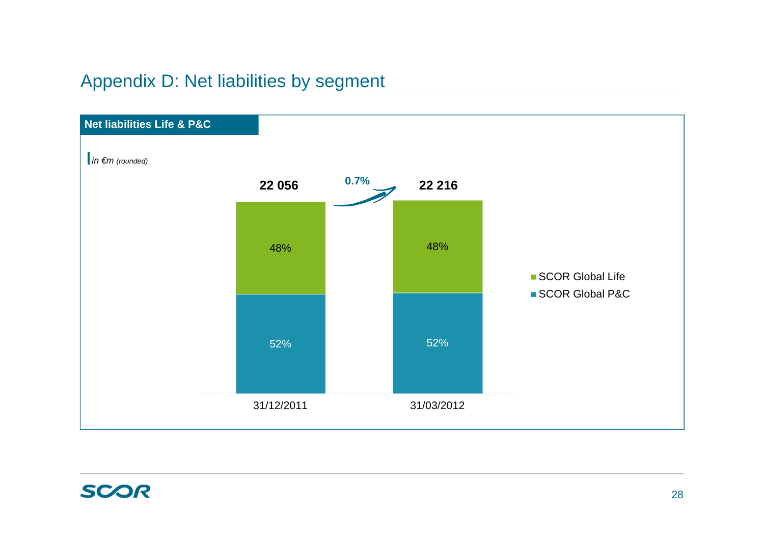# Appendix D: Net liabilities by segment

## Net liabilities Life & P&C

*in €m (rounded)*

| | 31/12/2011 | 31/03/2012 |
|---|---|---|
| SCOR Global Life | 48% | 48% |
| SCOR Global P&C | 52% | 52% |
| **Total** | **22 056** | **22 216** |

Change: 0.7%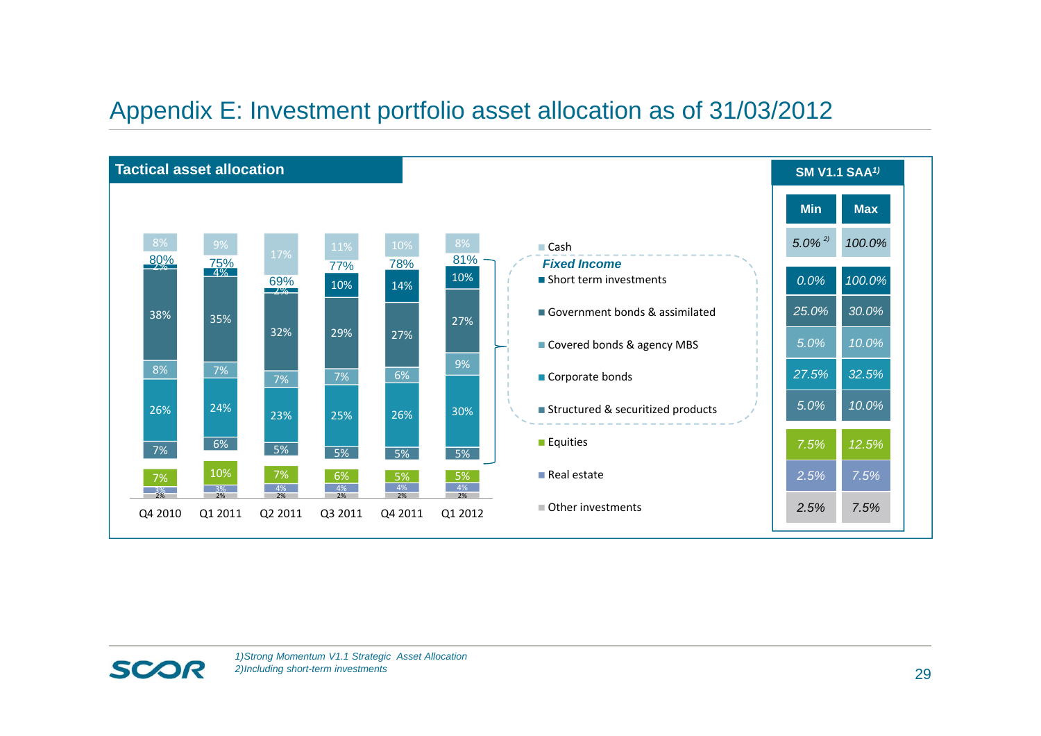# Appendix E: Investment portfolio asset allocation as of 31/03/2012

## Tactical asset allocation

| | Q4 2010 | Q1 2011 | Q2 2011 | Q3 2011 | Q4 2011 | Q1 2012 |
|---|---|---|---|---|---|---|
| Cash | 8% | 9% | 17% | 11% | 10% | 8% |
| **Fixed Income (total)** | 80% | 75% | 69% | 77% | 78% | 81% |
| Short term investments | 2% | 4% | 2% | 10% | 14% | 10% |
| Government bonds & assimilated | 38% | 35% | 32% | 29% | 27% | 27% |
| Covered bonds & agency MBS | 8% | 7% | 7% | 7% | 6% | 9% |
| Corporate bonds | 26% | 24% | 23% | 25% | 26% | 30% |
| Structured & securitized products | 7% | 6% | 5% | 5% | 5% | 5% |
| Equities | 7% | 10% | 7% | 6% | 5% | 5% |
| Real estate | 3% | 3% | 4% | 4% | 4% | 4% |
| Other investments | 2% | 2% | 2% | 2% | 2% | 2% |

## SM V1.1 SAA[1]

| | Min | Max |
|---|---|---|
| Cash | 5.0% [2] | 100.0% |
| *Fixed Income* | | |
| Short term investments | 0.0% | 100.0% |
| Government bonds & assimilated | 25.0% | 30.0% |
| Covered bonds & agency MBS | 5.0% | 10.0% |
| Corporate bonds | 27.5% | 32.5% |
| Structured & securitized products | 5.0% | 10.0% |
| Equities | 7.5% | 12.5% |
| Real estate | 2.5% | 7.5% |
| Other investments | 2.5% | 7.5% |

*1) Strong Momentum V1.1 Strategic Asset Allocation*
*2) Including short-term investments*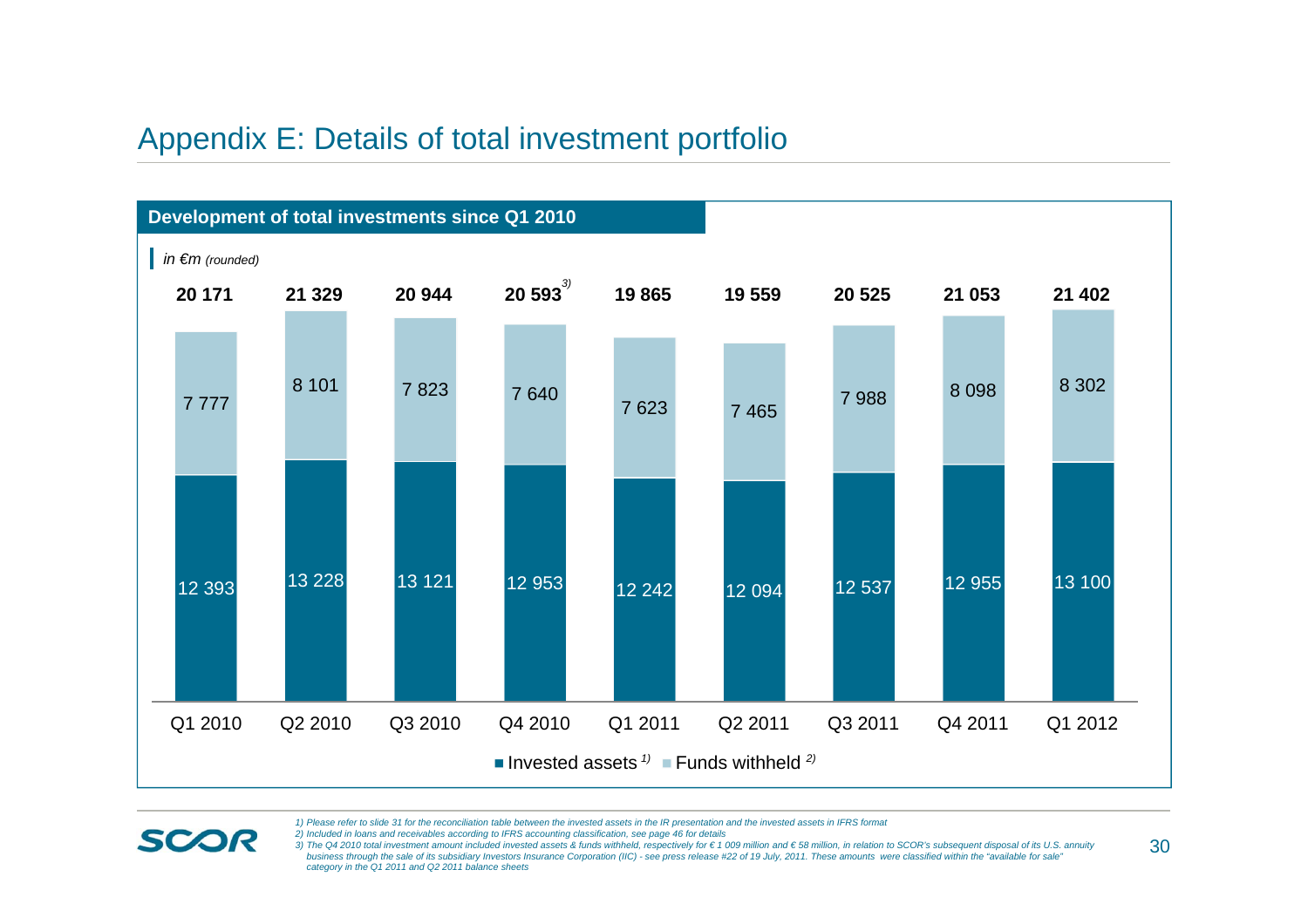# Appendix E: Details of total investment portfolio

## Development of total investments since Q1 2010

*in €m (rounded)*

| | Q1 2010 | Q2 2010 | Q3 2010 | Q4 2010 | Q1 2011 | Q2 2011 | Q3 2011 | Q4 2011 | Q1 2012 |
|---|---|---|---|---|---|---|---|---|---|
| Invested assets [1] | 12 393 | 13 228 | 13 121 | 12 953 | 12 242 | 12 094 | 12 537 | 12 955 | 13 100 |
| Funds withheld [2] | 7 777 | 8 101 | 7 823 | 7 640 | 7 623 | 7 465 | 7 988 | 8 098 | 8 302 |
| **Total** | **20 171** | **21 329** | **20 944** | **20 593** [3] | **19 865** | **19 559** | **20 525** | **21 053** | **21 402** |

*1) Please refer to slide 31 for the reconciliation table between the invested assets in the IR presentation and the invested assets in IFRS format*

*2) Included in loans and receivables according to IFRS accounting classification, see page 46 for details*

*3) The Q4 2010 total investment amount included invested assets & funds withheld, respectively for € 1 009 million and € 58 million, in relation to SCOR's subsequent disposal of its U.S. annuity business through the sale of its subsidiary Investors Insurance Corporation (IIC) - see press release #22 of 19 July, 2011. These amounts were classified within the "available for sale" category in the Q1 2011 and Q2 2011 balance sheets*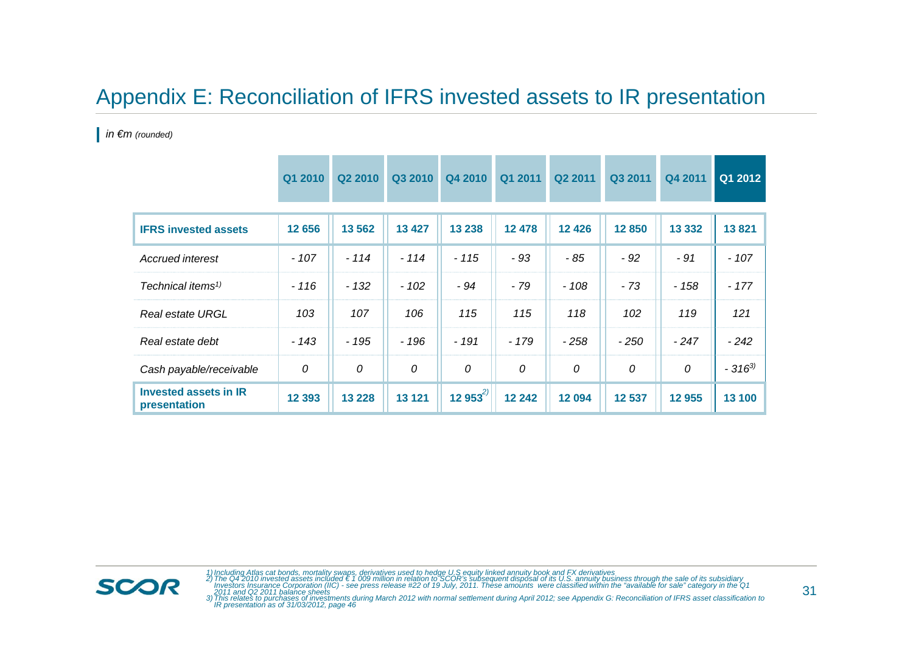# Appendix E: Reconciliation of IFRS invested assets to IR presentation

*in €m (rounded)*

| | Q1 2010 | Q2 2010 | Q3 2010 | Q4 2010 | Q1 2011 | Q2 2011 | Q3 2011 | Q4 2011 | Q1 2012 |
|---|---|---|---|---|---|---|---|---|---|
| **IFRS invested assets** | **12 656** | **13 562** | **13 427** | **13 238** | **12 478** | **12 426** | **12 850** | **13 332** | **13 821** |
| *Accrued interest* | *- 107* | *- 114* | *- 114* | *- 115* | *- 93* | *- 85* | *- 92* | *- 91* | *- 107* |
| *Technical items[1)]* | *- 116* | *- 132* | *- 102* | *- 94* | *- 79* | *- 108* | *- 73* | *- 158* | *- 177* |
| *Real estate URGL* | *103* | *107* | *106* | *115* | *115* | *118* | *102* | *119* | *121* |
| *Real estate debt* | *- 143* | *- 195* | *- 196* | *- 191* | *- 179* | *- 258* | *- 250* | *- 247* | *- 242* |
| *Cash payable/receivable* | *0* | *0* | *0* | *0* | *0* | *0* | *0* | *0* | *- 316[3)]* |
| **Invested assets in IR presentation** | **12 393** | **13 228** | **13 121** | **12 953[2)]** | **12 242** | **12 094** | **12 537** | **12 955** | **13 100** |

*1) Including Atlas cat bonds, mortality swaps, derivatives used to hedge U.S equity linked annuity book and FX derivatives*
*2) The Q4 2010 invested assets included € 1 009 million in relation to SCOR's subsequent disposal of its U.S. annuity business through the sale of its subsidiary Investors Insurance Corporation (IIC) - see press release #22 of 19 July, 2011. These amounts were classified within the "available for sale" category in the Q1 2011 and Q2 2011 balance sheets*
*3) This relates to purchases of investments during March 2012 with normal settlement during April 2012; see Appendix G: Reconciliation of IFRS asset classification to IR presentation as of 31/03/2012, page 46*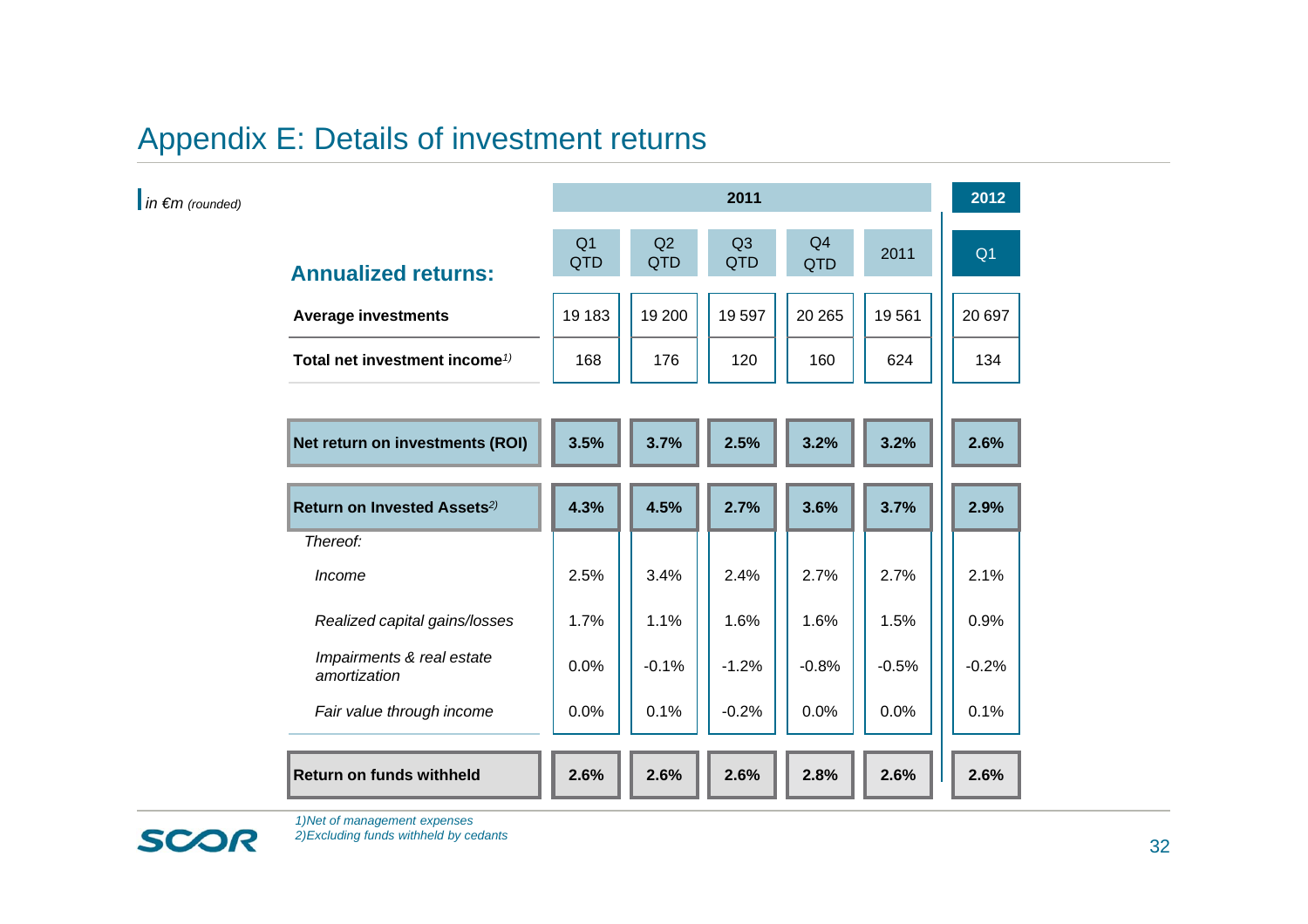# Appendix E: Details of investment returns

*in €m (rounded)*

| Annualized returns: | 2011 | | | | | 2012 |
|---|---|---|---|---|---|---|
| | Q1 QTD | Q2 QTD | Q3 QTD | Q4 QTD | 2011 | Q1 |
| **Average investments** | 19 183 | 19 200 | 19 597 | 20 265 | 19 561 | 20 697 |
| **Total net investment income**[1)] | 168 | 176 | 120 | 160 | 624 | 134 |
| **Net return on investments (ROI)** | **3.5%** | **3.7%** | **2.5%** | **3.2%** | **3.2%** | **2.6%** |
| **Return on Invested Assets**[2)] | **4.3%** | **4.5%** | **2.7%** | **3.6%** | **3.7%** | **2.9%** |
| *Thereof:* | | | | | | |
| *Income* | 2.5% | 3.4% | 2.4% | 2.7% | 2.7% | 2.1% |
| *Realized capital gains/losses* | 1.7% | 1.1% | 1.6% | 1.6% | 1.5% | 0.9% |
| *Impairments & real estate amortization* | 0.0% | -0.1% | -1.2% | -0.8% | -0.5% | -0.2% |
| *Fair value through income* | 0.0% | 0.1% | -0.2% | 0.0% | 0.0% | 0.1% |
| **Return on funds withheld** | **2.6%** | **2.6%** | **2.6%** | **2.8%** | **2.6%** | **2.6%** |

*1)Net of management expenses*
*2)Excluding funds withheld by cedants*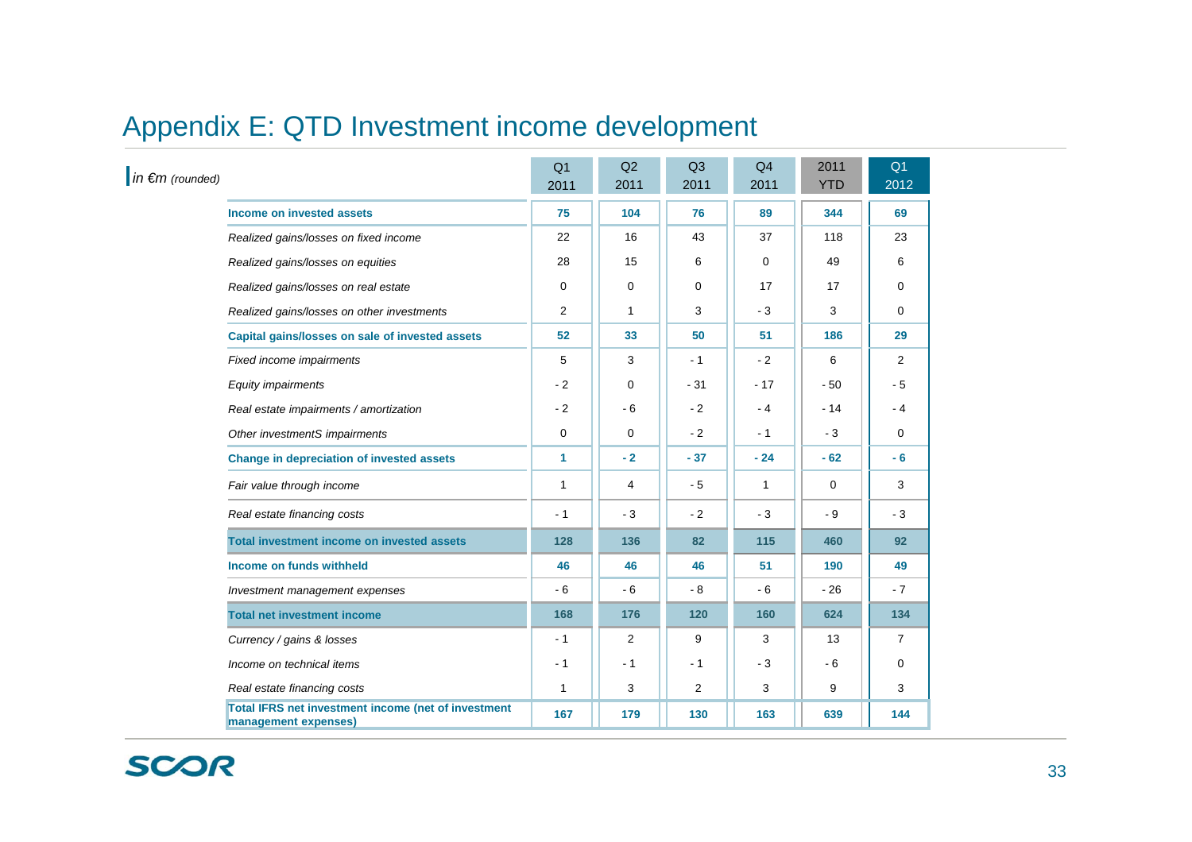# Appendix E: QTD Investment income development

*in €m (rounded)*

| | Q1 2011 | Q2 2011 | Q3 2011 | Q4 2011 | 2011 YTD | Q1 2012 |
|---|---|---|---|---|---|---|
| **Income on invested assets** | **75** | **104** | **76** | **89** | **344** | **69** |
| *Realized gains/losses on fixed income* | 22 | 16 | 43 | 37 | 118 | 23 |
| *Realized gains/losses on equities* | 28 | 15 | 6 | 0 | 49 | 6 |
| *Realized gains/losses on real estate* | 0 | 0 | 0 | 17 | 17 | 0 |
| *Realized gains/losses on other investments* | 2 | 1 | 3 | - 3 | 3 | 0 |
| **Capital gains/losses on sale of invested assets** | **52** | **33** | **50** | **51** | **186** | **29** |
| *Fixed income impairments* | 5 | 3 | - 1 | - 2 | 6 | 2 |
| *Equity impairments* | - 2 | 0 | - 31 | - 17 | - 50 | - 5 |
| *Real estate impairments / amortization* | - 2 | - 6 | - 2 | - 4 | - 14 | - 4 |
| *Other investmentS impairments* | 0 | 0 | - 2 | - 1 | - 3 | 0 |
| **Change in depreciation of invested assets** | **1** | **- 2** | **- 37** | **- 24** | **- 62** | **- 6** |
| *Fair value through income* | 1 | 4 | - 5 | 1 | 0 | 3 |
| *Real estate financing costs* | - 1 | - 3 | - 2 | - 3 | - 9 | - 3 |
| **Total investment income on invested assets** | **128** | **136** | **82** | **115** | **460** | **92** |
| **Income on funds withheld** | **46** | **46** | **46** | **51** | **190** | **49** |
| *Investment management expenses* | - 6 | - 6 | - 8 | - 6 | - 26 | - 7 |
| **Total net investment income** | **168** | **176** | **120** | **160** | **624** | **134** |
| *Currency / gains & losses* | - 1 | 2 | 9 | 3 | 13 | 7 |
| *Income on technical items* | - 1 | - 1 | - 1 | - 3 | - 6 | 0 |
| *Real estate financing costs* | 1 | 3 | 2 | 3 | 9 | 3 |
| **Total IFRS net investment income (net of investment management expenses)** | **167** | **179** | **130** | **163** | **639** | **144** |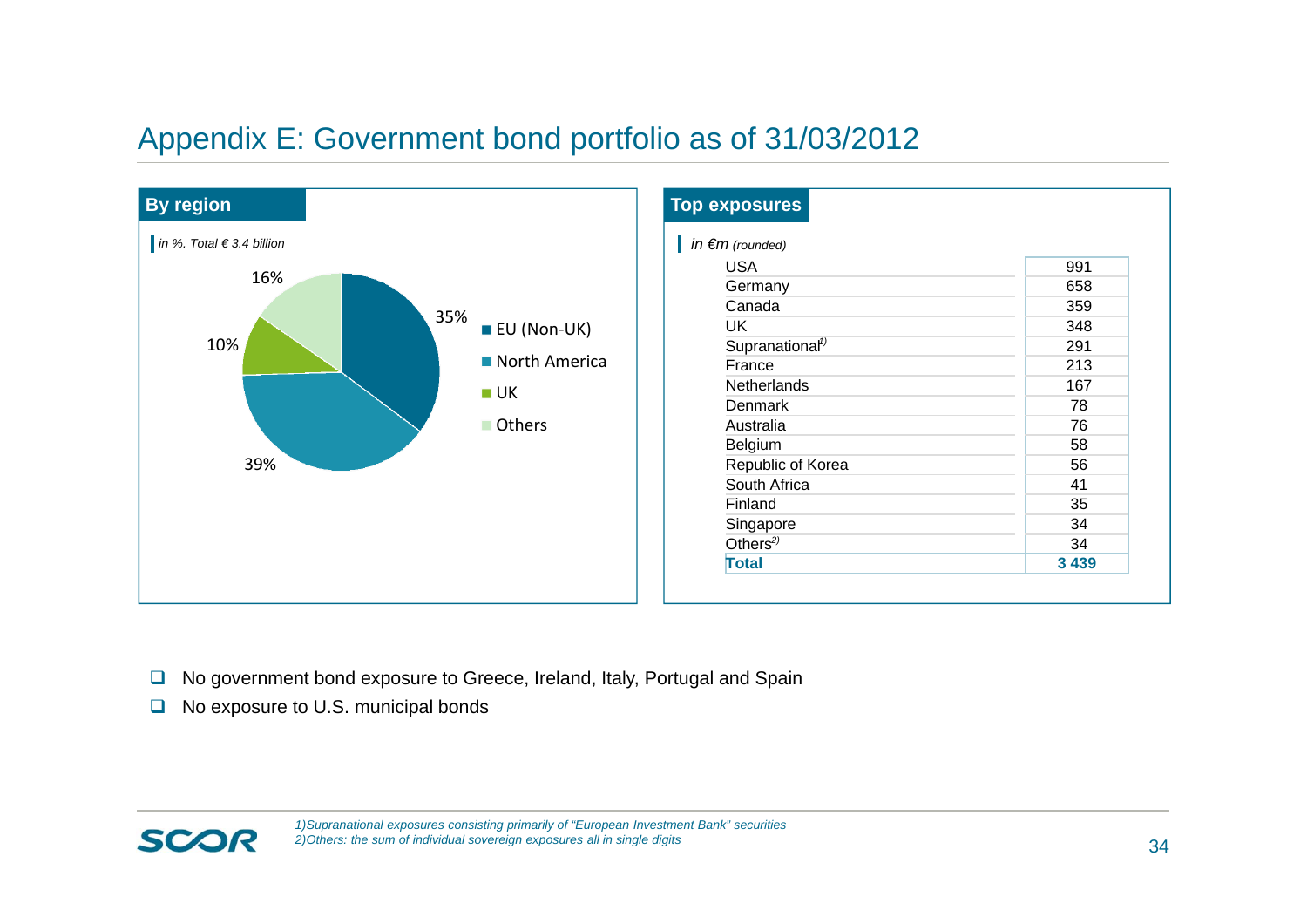# Appendix E: Government bond portfolio as of 31/03/2012

## By region

*in %. Total € 3.4 billion*

- EU (Non-UK): 35%
- North America: 39%
- UK: 10%
- Others: 16%

## Top exposures

*in €m (rounded)*

| Country | in €m |
|---|---|
| USA | 991 |
| Germany | 658 |
| Canada | 359 |
| UK | 348 |
| Supranational[1] | 291 |
| France | 213 |
| Netherlands | 167 |
| Denmark | 78 |
| Australia | 76 |
| Belgium | 58 |
| Republic of Korea | 56 |
| South Africa | 41 |
| Finland | 35 |
| Singapore | 34 |
| Others[2] | 34 |
| **Total** | **3 439** |

- No government bond exposure to Greece, Ireland, Italy, Portugal and Spain
- No exposure to U.S. municipal bonds

*1) Supranational exposures consisting primarily of "European Investment Bank" securities*
*2) Others: the sum of individual sovereign exposures all in single digits*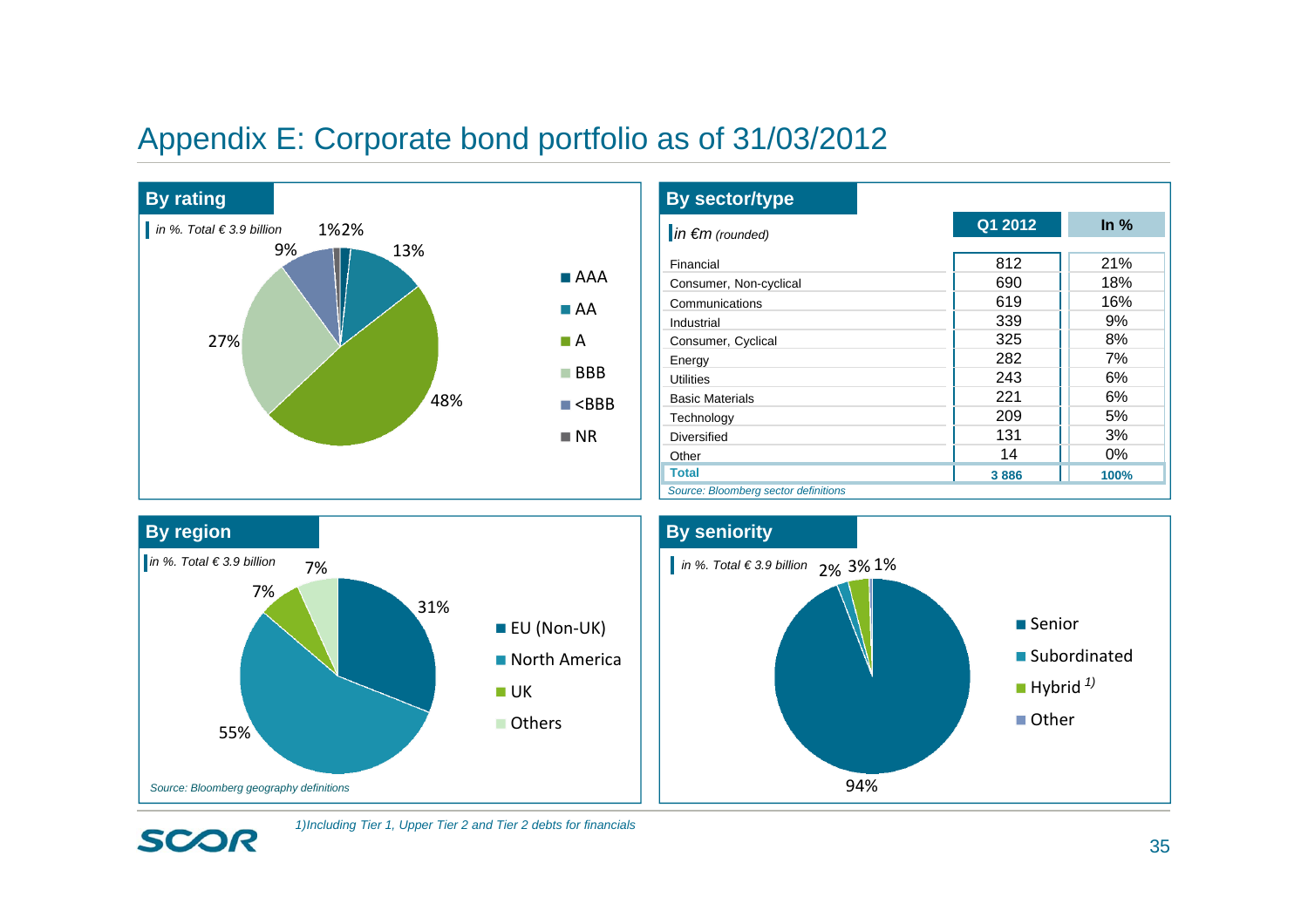# Appendix E: Corporate bond portfolio as of 31/03/2012

## By rating

*in %. Total € 3.9 billion*

| Rating | % |
|---|---|
| AAA | 2% |
| AA | 13% |
| A | 48% |
| BBB | 27% |
| <BBB | 9% |
| NR | 1% |

## By sector/type

*in €m (rounded)*

| | Q1 2012 | In % |
|---|---|---|
| Financial | 812 | 21% |
| Consumer, Non-cyclical | 690 | 18% |
| Communications | 619 | 16% |
| Industrial | 339 | 9% |
| Consumer, Cyclical | 325 | 8% |
| Energy | 282 | 7% |
| Utilities | 243 | 6% |
| Basic Materials | 221 | 6% |
| Technology | 209 | 5% |
| Diversified | 131 | 3% |
| Other | 14 | 0% |
| **Total** | **3 886** | **100%** |

*Source: Bloomberg sector definitions*

## By region

*in %. Total € 3.9 billion*

| Region | % |
|---|---|
| EU (Non-UK) | 31% |
| North America | 55% |
| UK | 7% |
| Others | 7% |

*Source: Bloomberg geography definitions*

## By seniority

*in %. Total € 3.9 billion*

| Seniority | % |
|---|---|
| Senior | 94% |
| Subordinated | 2% |
| Hybrid [1] | 3% |
| Other | 1% |

1)Including Tier 1, Upper Tier 2 and Tier 2 debts for financials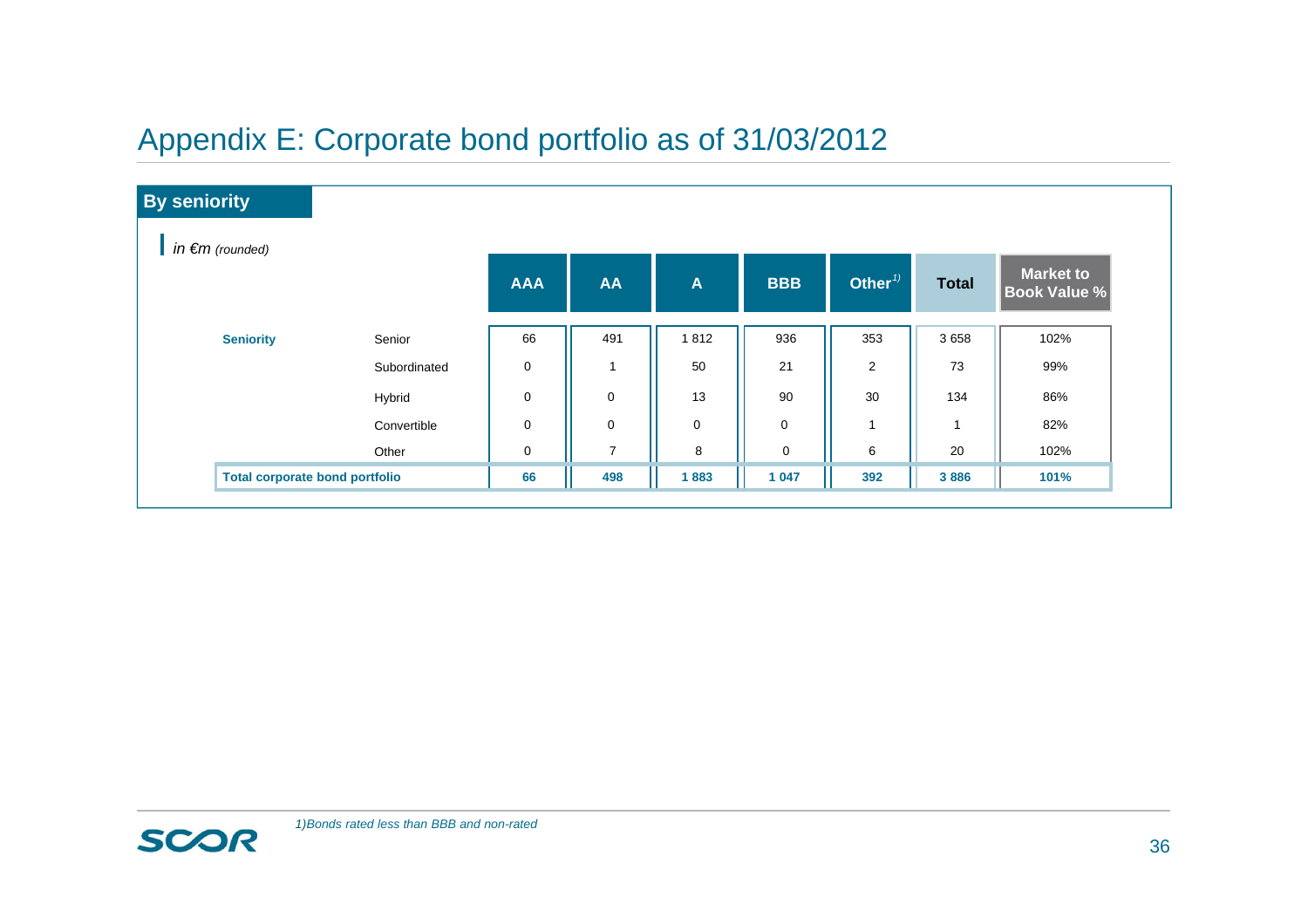# Appendix E: Corporate bond portfolio as of 31/03/2012

## By seniority

*in €m (rounded)*

| | | AAA | AA | A | BBB | Other[1] | Total | Market to Book Value % |
|---|---|---|---|---|---|---|---|---|
| **Seniority** | Senior | 66 | 491 | 1 812 | 936 | 353 | 3 658 | 102% |
| | Subordinated | 0 | 1 | 50 | 21 | 2 | 73 | 99% |
| | Hybrid | 0 | 0 | 13 | 90 | 30 | 134 | 86% |
| | Convertible | 0 | 0 | 0 | 0 | 1 | 1 | 82% |
| | Other | 0 | 7 | 8 | 0 | 6 | 20 | 102% |
| **Total corporate bond portfolio** | | **66** | **498** | **1 883** | **1 047** | **392** | **3 886** | **101%** |

*1)Bonds rated less than BBB and non-rated*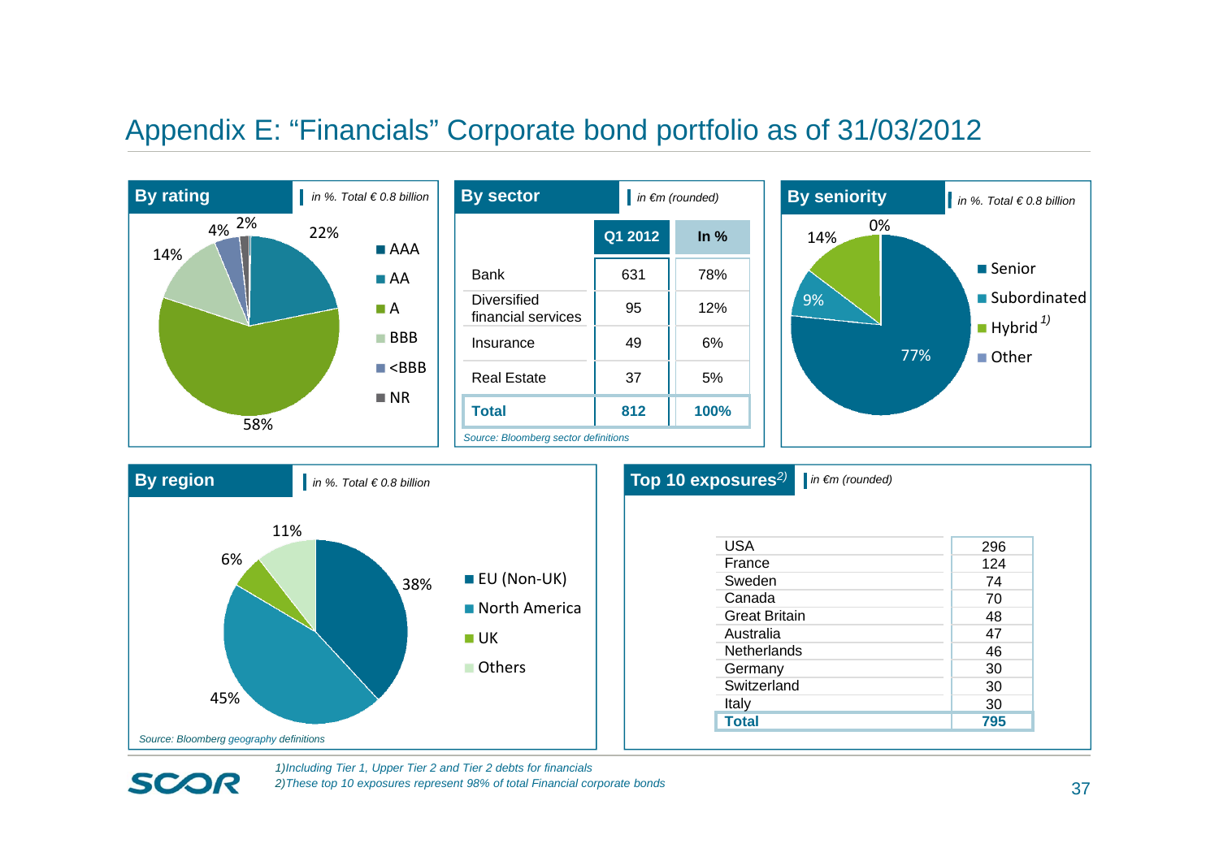# Appendix E: "Financials" Corporate bond portfolio as of 31/03/2012

## By rating

*in %. Total € 0.8 billion*

| Rating | % |
|---|---|
| AAA | 2% |
| AA | 22% |
| A | 58% |
| BBB | 14% |
| <BBB | 4% |
| NR | 2% |

## By sector

*in €m (rounded)*

| | Q1 2012 | In % |
|---|---|---|
| Bank | 631 | 78% |
| Diversified financial services | 95 | 12% |
| Insurance | 49 | 6% |
| Real Estate | 37 | 5% |
| **Total** | **812** | **100%** |

*Source: Bloomberg sector definitions*

## By seniority

*in %. Total € 0.8 billion*

| Seniority | % |
|---|---|
| Senior | 77% |
| Subordinated | 9% |
| Hybrid [1] | 14% |
| Other | 0% |

## By region

*in %. Total € 0.8 billion*

| Region | % |
|---|---|
| EU (Non-UK) | 38% |
| North America | 45% |
| UK | 6% |
| Others | 11% |

*Source: Bloomberg geography definitions*

## Top 10 exposures[2]

*in €m (rounded)*

| Country | €m |
|---|---|
| USA | 296 |
| France | 124 |
| Sweden | 74 |
| Canada | 70 |
| Great Britain | 48 |
| Australia | 47 |
| Netherlands | 46 |
| Germany | 30 |
| Switzerland | 30 |
| Italy | 30 |
| **Total** | **795** |

*1) Including Tier 1, Upper Tier 2 and Tier 2 debts for financials*
*2) These top 10 exposures represent 98% of total Financial corporate bonds*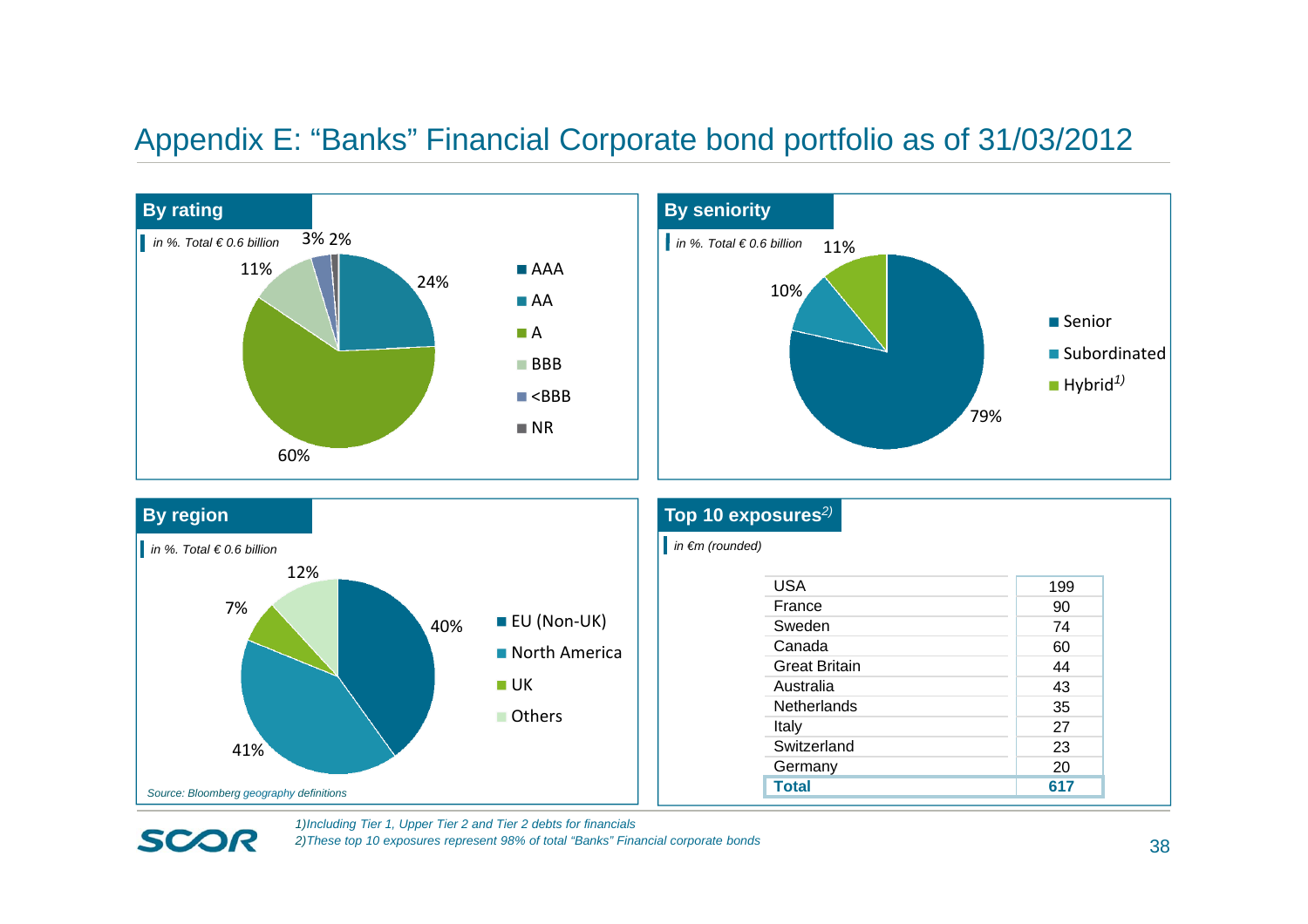# Appendix E: "Banks" Financial Corporate bond portfolio as of 31/03/2012

## By rating

*in %. Total € 0.6 billion*

| Rating | % |
|---|---|
| AAA | 24% |
| AA | 60% |
| A | 11% |
| BBB | 3% |
| <BBB | 2% |
| NR | |

## By seniority

*in %. Total € 0.6 billion*

| Seniority | % |
|---|---|
| Senior | 79% |
| Subordinated | 10% |
| Hybrid[1] | 11% |

## By region

*in %. Total € 0.6 billion*

| Region | % |
|---|---|
| EU (Non-UK) | 40% |
| North America | 41% |
| UK | 7% |
| Others | 12% |

*Source: Bloomberg geography definitions*

## Top 10 exposures[2]

*in €m (rounded)*

| Country | Exposure |
|---|---|
| USA | 199 |
| France | 90 |
| Sweden | 74 |
| Canada | 60 |
| Great Britain | 44 |
| Australia | 43 |
| Netherlands | 35 |
| Italy | 27 |
| Switzerland | 23 |
| Germany | 20 |
| **Total** | **617** |

*1)Including Tier 1, Upper Tier 2 and Tier 2 debts for financials*

*2)These top 10 exposures represent 98% of total "Banks" Financial corporate bonds*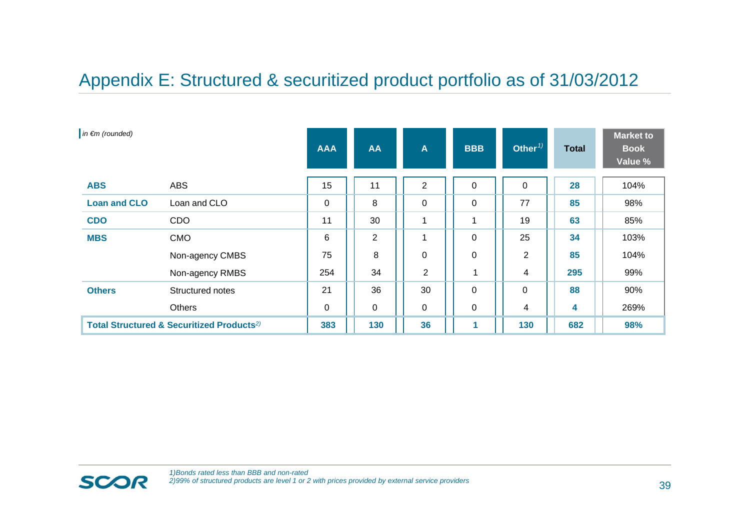# Appendix E: Structured & securitized product portfolio as of 31/03/2012

*in €m (rounded)*

| | | AAA | AA | A | BBB | Other[1] | Total | Market to Book Value % |
|---|---|---|---|---|---|---|---|---|
| **ABS** | ABS | 15 | 11 | 2 | 0 | 0 | **28** | 104% |
| **Loan and CLO** | Loan and CLO | 0 | 8 | 0 | 0 | 77 | **85** | 98% |
| **CDO** | CDO | 11 | 30 | 1 | 1 | 19 | **63** | 85% |
| **MBS** | CMO | 6 | 2 | 1 | 0 | 25 | **34** | 103% |
| | Non-agency CMBS | 75 | 8 | 0 | 0 | 2 | **85** | 104% |
| | Non-agency RMBS | 254 | 34 | 2 | 1 | 4 | **295** | 99% |
| **Others** | Structured notes | 21 | 36 | 30 | 0 | 0 | **88** | 90% |
| | Others | 0 | 0 | 0 | 0 | 4 | **4** | 269% |
| **Total Structured & Securitized Products[2]** | | **383** | **130** | **36** | **1** | **130** | **682** | **98%** |

*1)Bonds rated less than BBB and non-rated*
*2)99% of structured products are level 1 or 2 with prices provided by external service providers*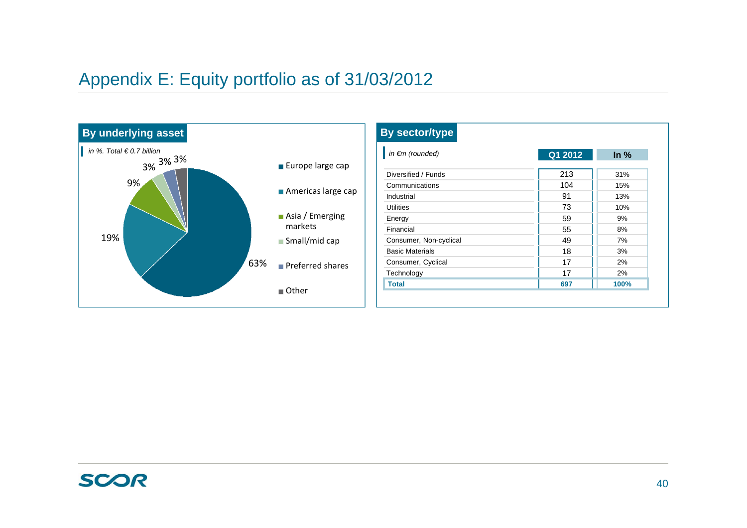# Appendix E: Equity portfolio as of 31/03/2012

## By underlying asset

*in %. Total € 0.7 billion*

| Asset | % |
|---|---|
| Europe large cap | 63% |
| Americas large cap | 19% |
| Asia / Emerging markets | 9% |
| Small/mid cap | 3% |
| Preferred shares | 3% |
| Other | 3% |

## By sector/type

*in €m (rounded)*

| | Q1 2012 | In % |
|---|---|---|
| Diversified / Funds | 213 | 31% |
| Communications | 104 | 15% |
| Industrial | 91 | 13% |
| Utilities | 73 | 10% |
| Energy | 59 | 9% |
| Financial | 55 | 8% |
| Consumer, Non-cyclical | 49 | 7% |
| Basic Materials | 18 | 3% |
| Consumer, Cyclical | 17 | 2% |
| Technology | 17 | 2% |
| **Total** | **697** | **100%** |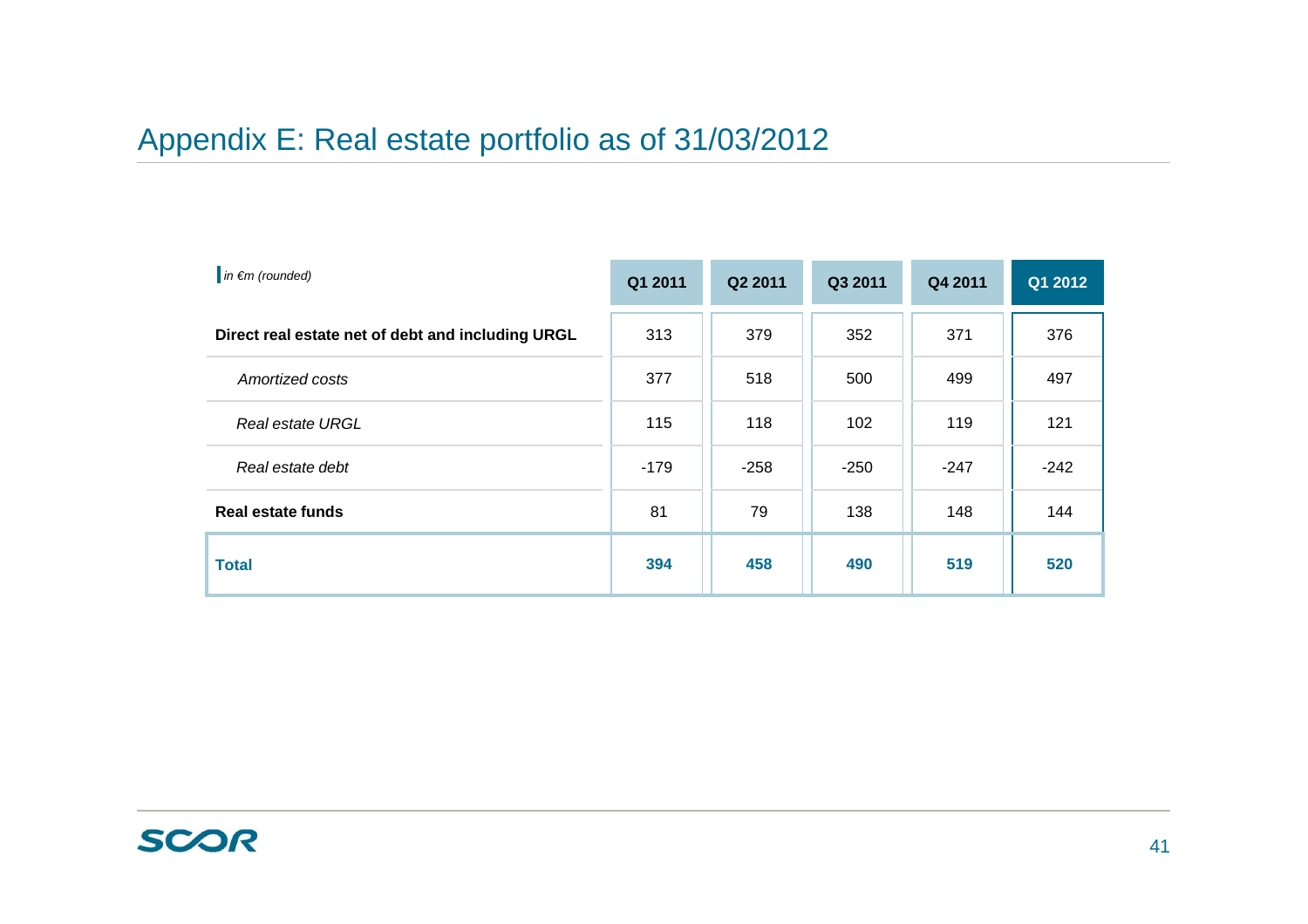# Appendix E: Real estate portfolio as of 31/03/2012

| *in €m (rounded)* | Q1 2011 | Q2 2011 | Q3 2011 | Q4 2011 | Q1 2012 |
|---|---|---|---|---|---|
| **Direct real estate net of debt and including URGL** | 313 | 379 | 352 | 371 | 376 |
| *Amortized costs* | 377 | 518 | 500 | 499 | 497 |
| *Real estate URGL* | 115 | 118 | 102 | 119 | 121 |
| *Real estate debt* | -179 | -258 | -250 | -247 | -242 |
| **Real estate funds** | 81 | 79 | 138 | 148 | 144 |
| **Total** | **394** | **458** | **490** | **519** | **520** |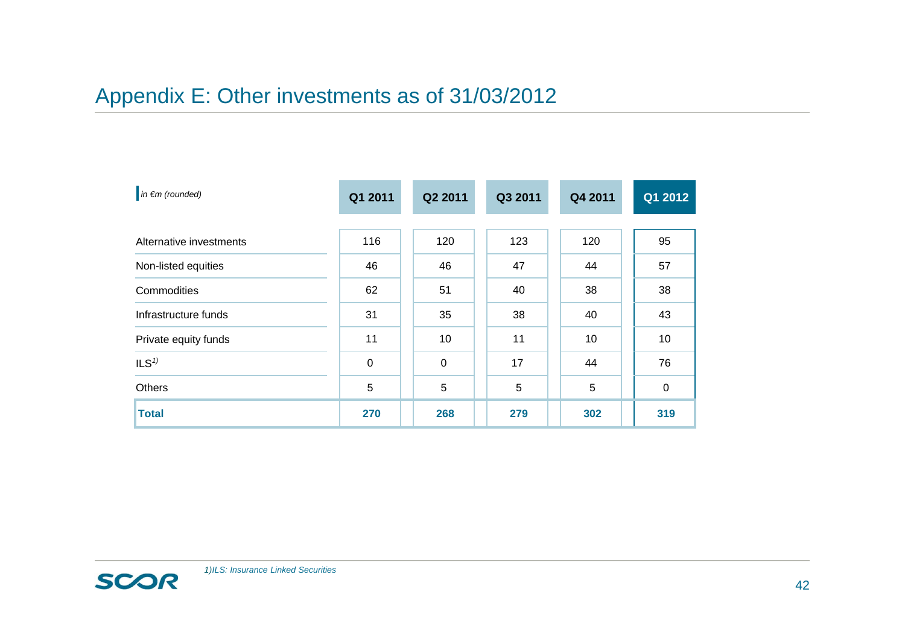# Appendix E: Other investments as of 31/03/2012

| *in €m (rounded)* | Q1 2011 | Q2 2011 | Q3 2011 | Q4 2011 | Q1 2012 |
|---|---|---|---|---|---|
| Alternative investments | 116 | 120 | 123 | 120 | 95 |
| Non-listed equities | 46 | 46 | 47 | 44 | 57 |
| Commodities | 62 | 51 | 40 | 38 | 38 |
| Infrastructure funds | 31 | 35 | 38 | 40 | 43 |
| Private equity funds | 11 | 10 | 11 | 10 | 10 |
| ILS[1)] | 0 | 0 | 17 | 44 | 76 |
| Others | 5 | 5 | 5 | 5 | 0 |
| **Total** | **270** | **268** | **279** | **302** | **319** |

*1)ILS: Insurance Linked Securities*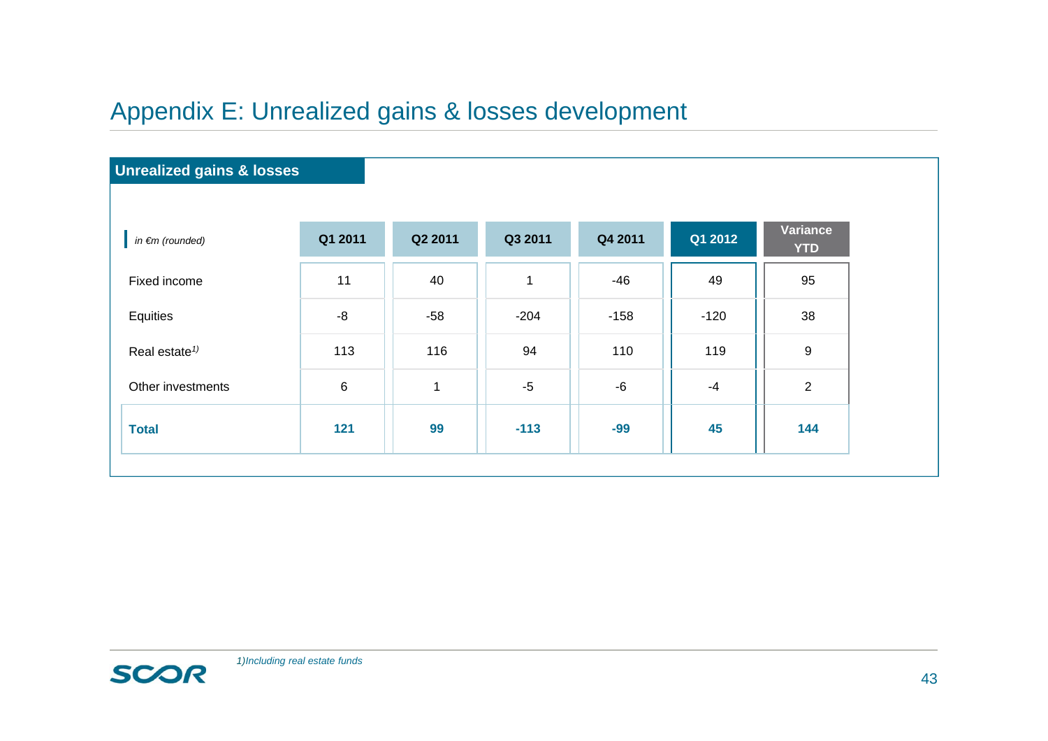# Appendix E: Unrealized gains & losses development

## Unrealized gains & losses

| *in €m (rounded)* | Q1 2011 | Q2 2011 | Q3 2011 | Q4 2011 | Q1 2012 | Variance YTD |
|---|---|---|---|---|---|---|
| Fixed income | 11 | 40 | 1 | -46 | 49 | 95 |
| Equities | -8 | -58 | -204 | -158 | -120 | 38 |
| Real estate[1)] | 113 | 116 | 94 | 110 | 119 | 9 |
| Other investments | 6 | 1 | -5 | -6 | -4 | 2 |
| **Total** | **121** | **99** | **-113** | **-99** | **45** | **144** |

*1)Including real estate funds*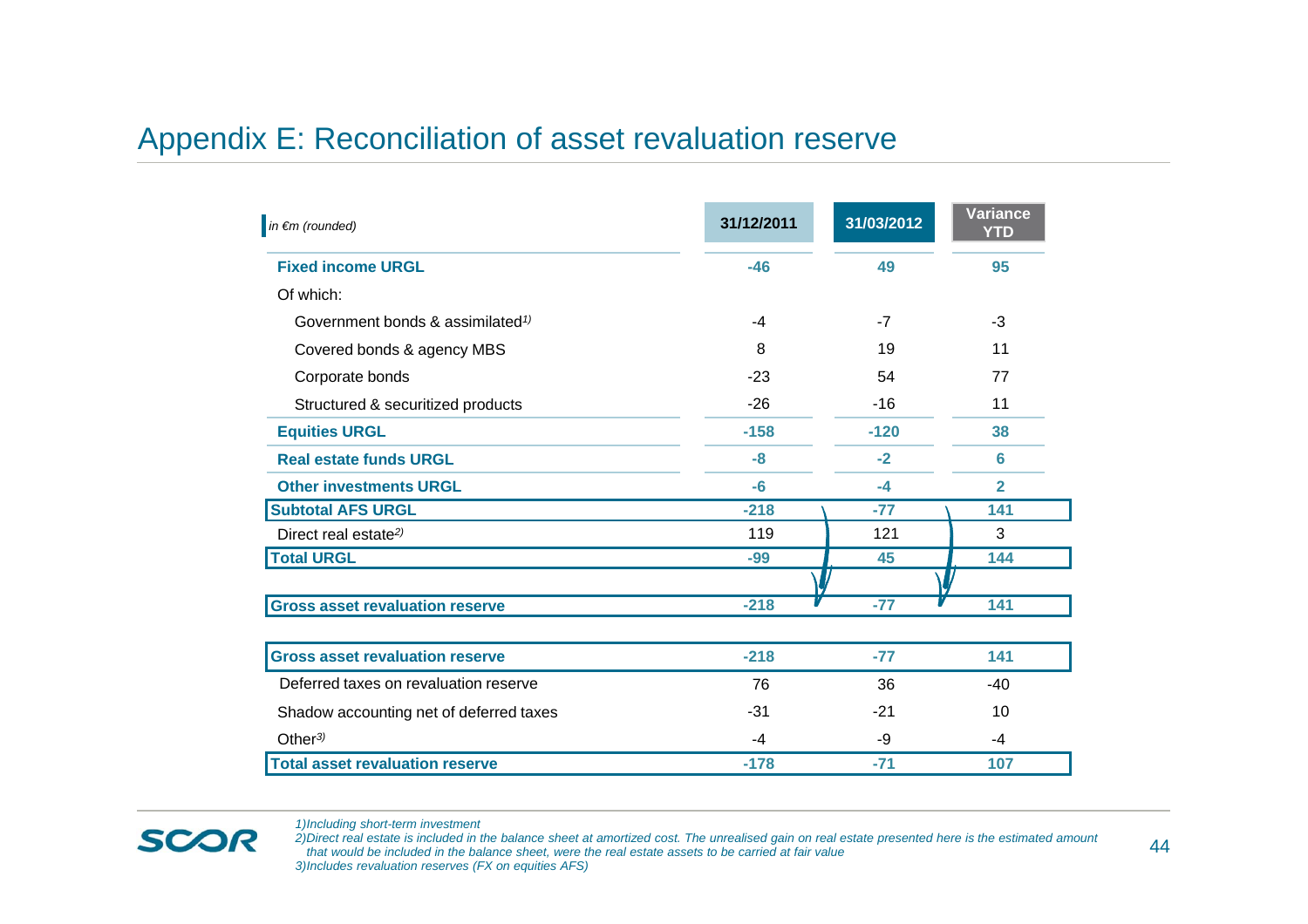# Appendix E: Reconciliation of asset revaluation reserve

| *in €m (rounded)* | 31/12/2011 | 31/03/2012 | Variance YTD |
|---|---|---|---|
| **Fixed income URGL** | **-46** | **49** | **95** |
| Of which: | | | |
| Government bonds & assimilated[1] | -4 | -7 | -3 |
| Covered bonds & agency MBS | 8 | 19 | 11 |
| Corporate bonds | -23 | 54 | 77 |
| Structured & securitized products | -26 | -16 | 11 |
| **Equities URGL** | **-158** | **-120** | **38** |
| **Real estate funds URGL** | **-8** | **-2** | **6** |
| **Other investments URGL** | **-6** | **-4** | **2** |
| **Subtotal AFS URGL** | **-218** | **-77** | **141** |
| Direct real estate[2] | 119 | 121 | 3 |
| **Total URGL** | **-99** | **45** | **144** |
| | | | |
| **Gross asset revaluation reserve** | **-218** | **-77** | **141** |

| *in €m (rounded)* | 31/12/2011 | 31/03/2012 | Variance YTD |
|---|---|---|---|
| **Gross asset revaluation reserve** | **-218** | **-77** | **141** |
| Deferred taxes on revaluation reserve | 76 | 36 | -40 |
| Shadow accounting net of deferred taxes | -31 | -21 | 10 |
| Other[3] | -4 | -9 | -4 |
| **Total asset revaluation reserve** | **-178** | **-71** | **107** |

*1)Including short-term investment*

*2)Direct real estate is included in the balance sheet at amortized cost. The unrealised gain on real estate presented here is the estimated amount that would be included in the balance sheet, were the real estate assets to be carried at fair value*

*3)Includes revaluation reserves (FX on equities AFS)*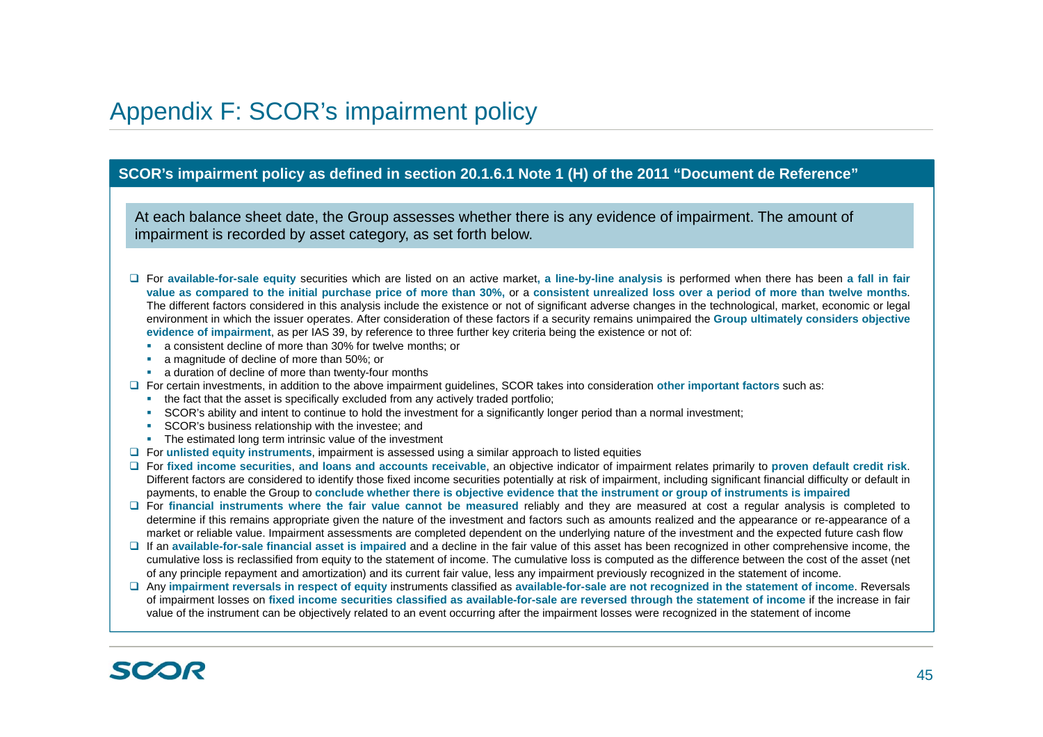# Appendix F: SCOR's impairment policy

## SCOR's impairment policy as defined in section 20.1.6.1 Note 1 (H) of the 2011 "Document de Reference"

At each balance sheet date, the Group assesses whether there is any evidence of impairment. The amount of impairment is recorded by asset category, as set forth below.

- For **available-for-sale equity** securities which are listed on an active market, **a line-by-line analysis** is performed when there has been **a fall in fair value as compared to the initial purchase price of more than 30%,** or a **consistent unrealized loss over a period of more than twelve months**. The different factors considered in this analysis include the existence or not of significant adverse changes in the technological, market, economic or legal environment in which the issuer operates. After consideration of these factors if a security remains unimpaired the **Group ultimately considers objective evidence of impairment**, as per IAS 39, by reference to three further key criteria being the existence or not of:
  - a consistent decline of more than 30% for twelve months; or
  - a magnitude of decline of more than 50%; or
  - a duration of decline of more than twenty-four months
- For certain investments, in addition to the above impairment guidelines, SCOR takes into consideration **other important factors** such as:
  - the fact that the asset is specifically excluded from any actively traded portfolio;
  - SCOR's ability and intent to continue to hold the investment for a significantly longer period than a normal investment;
  - SCOR's business relationship with the investee; and
  - The estimated long term intrinsic value of the investment
- For **unlisted equity instruments**, impairment is assessed using a similar approach to listed equities
- For **fixed income securities**, **and loans and accounts receivable**, an objective indicator of impairment relates primarily to **proven default credit risk**. Different factors are considered to identify those fixed income securities potentially at risk of impairment, including significant financial difficulty or default in payments, to enable the Group to **conclude whether there is objective evidence that the instrument or group of instruments is impaired**
- For **financial instruments where the fair value cannot be measured** reliably and they are measured at cost a regular analysis is completed to determine if this remains appropriate given the nature of the investment and factors such as amounts realized and the appearance or re-appearance of a market or reliable value. Impairment assessments are completed dependent on the underlying nature of the investment and the expected future cash flow
- If an **available-for-sale financial asset is impaired** and a decline in the fair value of this asset has been recognized in other comprehensive income, the cumulative loss is reclassified from equity to the statement of income. The cumulative loss is computed as the difference between the cost of the asset (net of any principle repayment and amortization) and its current fair value, less any impairment previously recognized in the statement of income.
- Any **impairment reversals in respect of equity** instruments classified as **available-for-sale are not recognized in the statement of income**. Reversals of impairment losses on **fixed income securities classified as available-for-sale are reversed through the statement of income** if the increase in fair value of the instrument can be objectively related to an event occurring after the impairment losses were recognized in the statement of income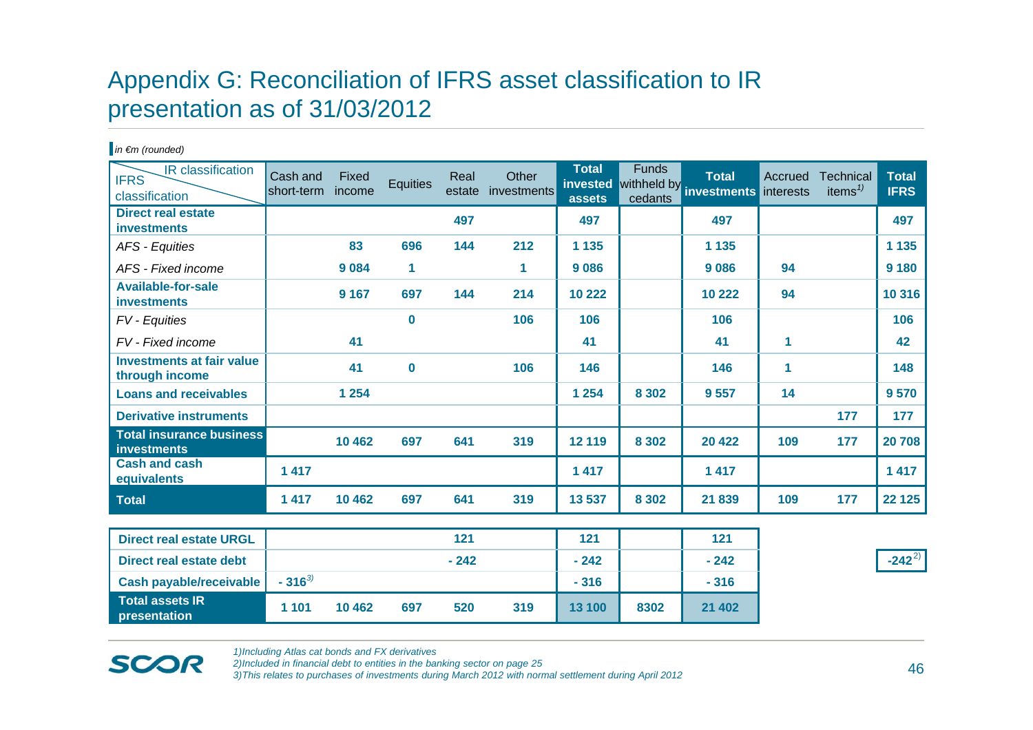# Appendix G: Reconciliation of IFRS asset classification to IR presentation as of 31/03/2012

*in €m (rounded)*

| IFRS classification \ IR classification | Cash and short-term | Fixed income | Equities | Real estate | Other investments | Total invested assets | Funds withheld by cedants | Total investments | Accrued interests | Technical items[1] | Total IFRS |
|---|---|---|---|---|---|---|---|---|---|---|---|
| **Direct real estate investments** | | | | 497 | | 497 | | 497 | | | 497 |
| *AFS - Equities* | | 83 | 696 | 144 | 212 | 1 135 | | 1 135 | | | 1 135 |
| *AFS - Fixed income* | | 9 084 | 1 | | 1 | 9 086 | | 9 086 | 94 | | 9 180 |
| **Available-for-sale investments** | | 9 167 | 697 | 144 | 214 | 10 222 | | 10 222 | 94 | | 10 316 |
| *FV - Equities* | | | 0 | | 106 | 106 | | 106 | | | 106 |
| *FV - Fixed income* | | 41 | | | | 41 | | 41 | 1 | | 42 |
| **Investments at fair value through income** | | 41 | 0 | | 106 | 146 | | 146 | 1 | | 148 |
| **Loans and receivables** | | 1 254 | | | | 1 254 | 8 302 | 9 557 | 14 | | 9 570 |
| **Derivative instruments** | | | | | | | | | | 177 | 177 |
| **Total insurance business investments** | | 10 462 | 697 | 641 | 319 | 12 119 | 8 302 | 20 422 | 109 | 177 | 20 708 |
| **Cash and cash equivalents** | 1 417 | | | | | 1 417 | | 1 417 | | | 1 417 |
| **Total** | 1 417 | 10 462 | 697 | 641 | 319 | 13 537 | 8 302 | 21 839 | 109 | 177 | 22 125 |
| **Direct real estate URGL** | | | | 121 | | 121 | | 121 | | | |
| **Direct real estate debt** | | | | - 242 | | - 242 | | - 242 | | | -242[2] |
| **Cash payable/receivable** | - 316[3] | | | | | - 316 | | - 316 | | | |
| **Total assets IR presentation** | 1 101 | 10 462 | 697 | 520 | 319 | 13 100 | 8302 | 21 402 | | | |

*1)Including Atlas cat bonds and FX derivatives*
*2)Included in financial debt to entities in the banking sector on page 25*
*3)This relates to purchases of investments during March 2012 with normal settlement during April 2012*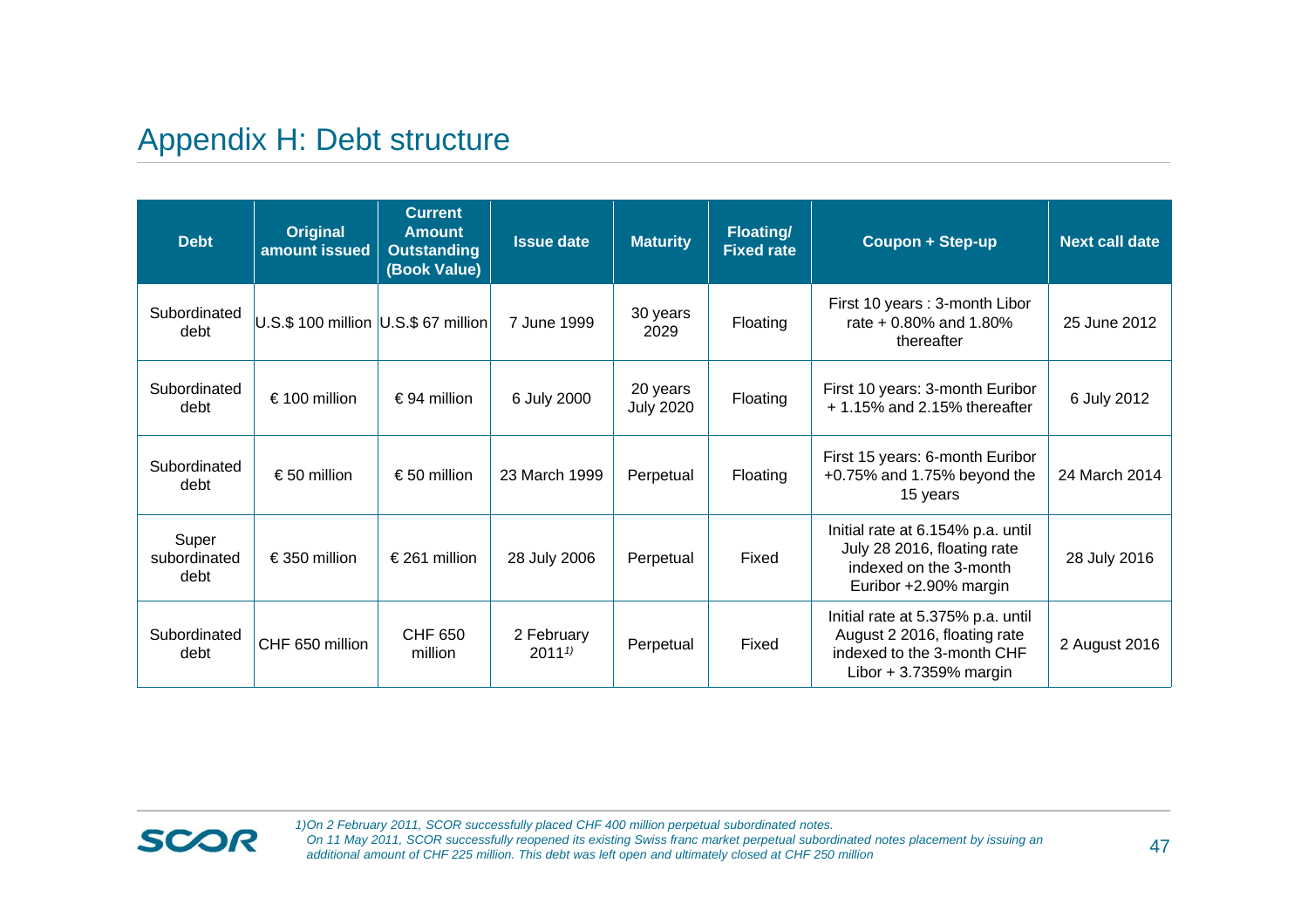# Appendix H: Debt structure

| Debt | Original amount issued | Current Amount Outstanding (Book Value) | Issue date | Maturity | Floating/ Fixed rate | Coupon + Step-up | Next call date |
|---|---|---|---|---|---|---|---|
| Subordinated debt | U.S.$ 100 million | U.S.$ 67 million | 7 June 1999 | 30 years 2029 | Floating | First 10 years : 3-month Libor rate + 0.80% and 1.80% thereafter | 25 June 2012 |
| Subordinated debt | € 100 million | € 94 million | 6 July 2000 | 20 years July 2020 | Floating | First 10 years: 3-month Euribor + 1.15% and 2.15% thereafter | 6 July 2012 |
| Subordinated debt | € 50 million | € 50 million | 23 March 1999 | Perpetual | Floating | First 15 years: 6-month Euribor +0.75% and 1.75% beyond the 15 years | 24 March 2014 |
| Super subordinated debt | € 350 million | € 261 million | 28 July 2006 | Perpetual | Fixed | Initial rate at 6.154% p.a. until July 28 2016, floating rate indexed on the 3-month Euribor +2.90% margin | 28 July 2016 |
| Subordinated debt | CHF 650 million | CHF 650 million | 2 February 2011[1)] | Perpetual | Fixed | Initial rate at 5.375% p.a. until August 2 2016, floating rate indexed to the 3-month CHF Libor + 3.7359% margin | 2 August 2016 |

*1)On 2 February 2011, SCOR successfully placed CHF 400 million perpetual subordinated notes.*
*On 11 May 2011, SCOR successfully reopened its existing Swiss franc market perpetual subordinated notes placement by issuing an additional amount of CHF 225 million. This debt was left open and ultimately closed at CHF 250 million*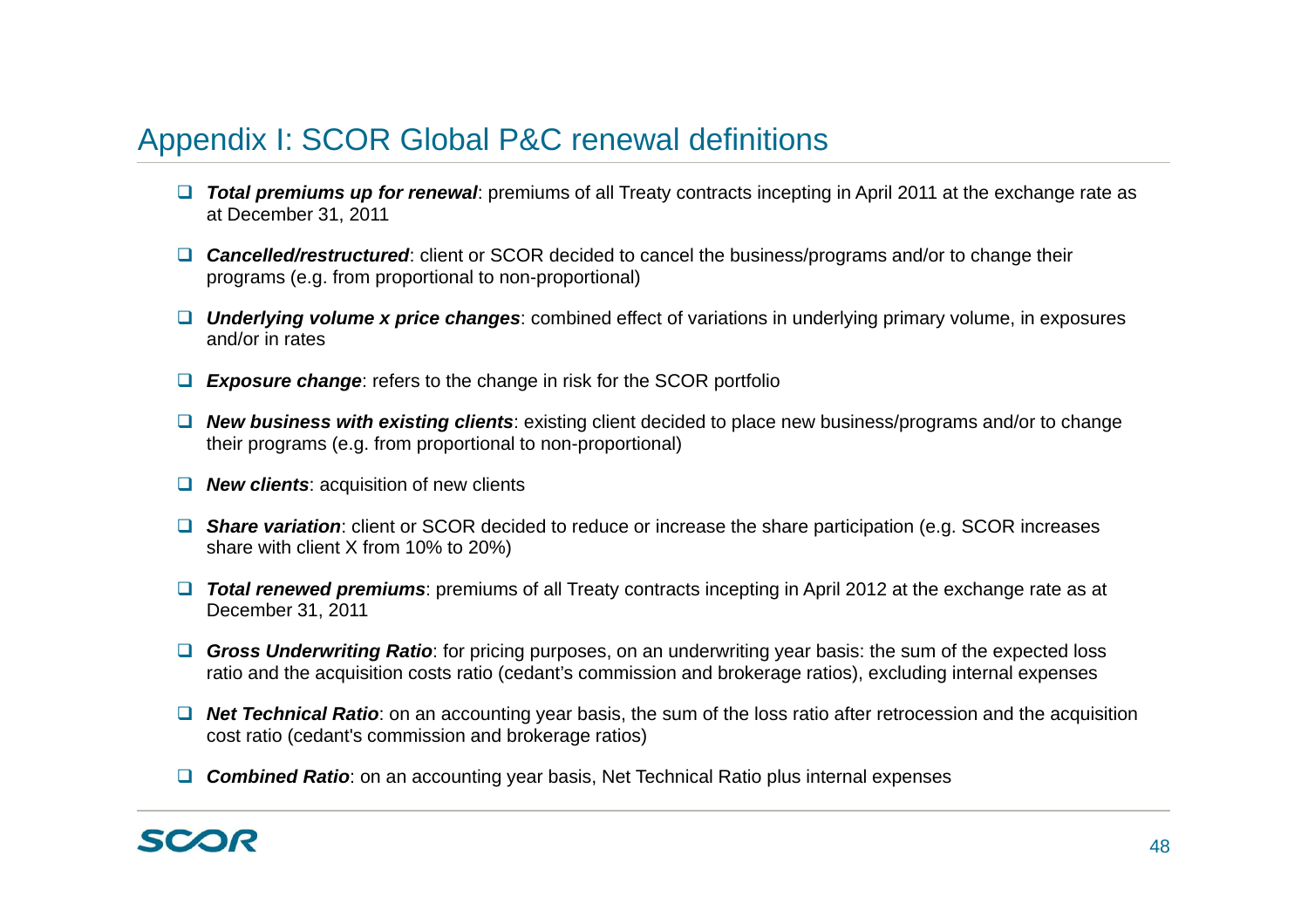# Appendix I: SCOR Global P&C renewal definitions

- ***Total premiums up for renewal***: premiums of all Treaty contracts incepting in April 2011 at the exchange rate as at December 31, 2011
- ***Cancelled/restructured***: client or SCOR decided to cancel the business/programs and/or to change their programs (e.g. from proportional to non-proportional)
- ***Underlying volume x price changes***: combined effect of variations in underlying primary volume, in exposures and/or in rates
- ***Exposure change***: refers to the change in risk for the SCOR portfolio
- ***New business with existing clients***: existing client decided to place new business/programs and/or to change their programs (e.g. from proportional to non-proportional)
- ***New clients***: acquisition of new clients
- ***Share variation***: client or SCOR decided to reduce or increase the share participation (e.g. SCOR increases share with client X from 10% to 20%)
- ***Total renewed premiums***: premiums of all Treaty contracts incepting in April 2012 at the exchange rate as at December 31, 2011
- ***Gross Underwriting Ratio***: for pricing purposes, on an underwriting year basis: the sum of the expected loss ratio and the acquisition costs ratio (cedant's commission and brokerage ratios), excluding internal expenses
- ***Net Technical Ratio***: on an accounting year basis, the sum of the loss ratio after retrocession and the acquisition cost ratio (cedant's commission and brokerage ratios)
- ***Combined Ratio***: on an accounting year basis, Net Technical Ratio plus internal expenses